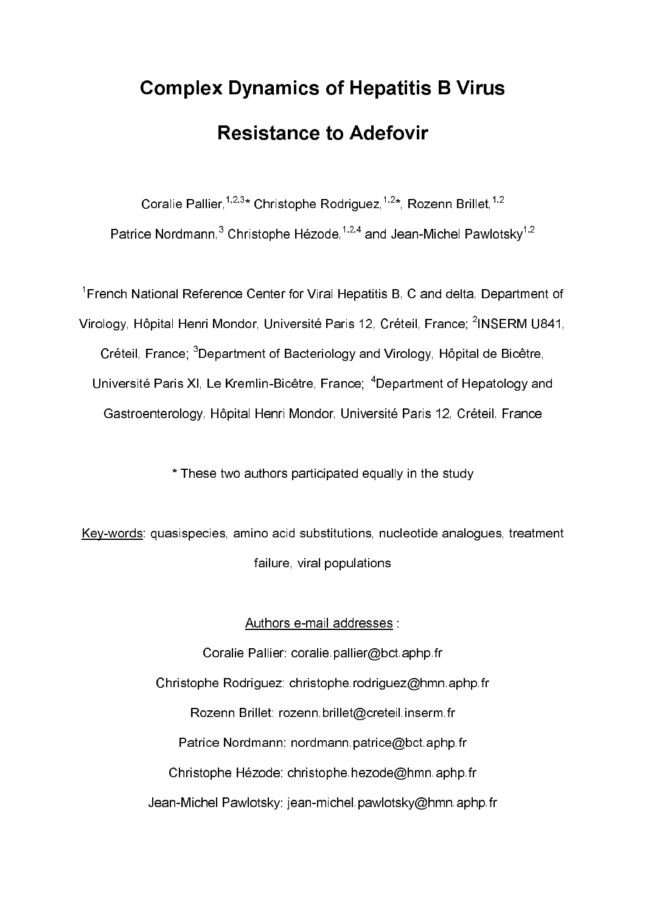# Complex Dynamics of Hepatitis B Virus Resistance to Adefovir

Coralie Pallier,[1,2,3]* Christophe Rodriguez,[1,2]*, Rozenn Brillet,[1,2] Patrice Nordmann,[3] Christophe Hézode,[1,2,4] and Jean-Michel Pawlotsky[1,2]

[1]French National Reference Center for Viral Hepatitis B, C and delta, Department of Virology, Hôpital Henri Mondor, Université Paris 12, Créteil, France; [2]INSERM U841, Créteil, France; [3]Department of Bacteriology and Virology, Hôpital de Bicêtre, Université Paris XI, Le Kremlin-Bicêtre, France; [4]Department of Hepatology and Gastroenterology, Hôpital Henri Mondor, Université Paris 12, Créteil, France

* These two authors participated equally in the study

Key-words: quasispecies, amino acid substitutions, nucleotide analogues, treatment failure, viral populations

Authors e-mail addresses :

Coralie Pallier: coralie.pallier@bct.aphp.fr

Christophe Rodriguez: christophe.rodriguez@hmn.aphp.fr

Rozenn Brillet: rozenn.brillet@creteil.inserm.fr

Patrice Nordmann: nordmann.patrice@bct.aphp.fr

Christophe Hézode: christophe.hezode@hmn.aphp.fr

Jean-Michel Pawlotsky: jean-michel.pawlotsky@hmn.aphp.fr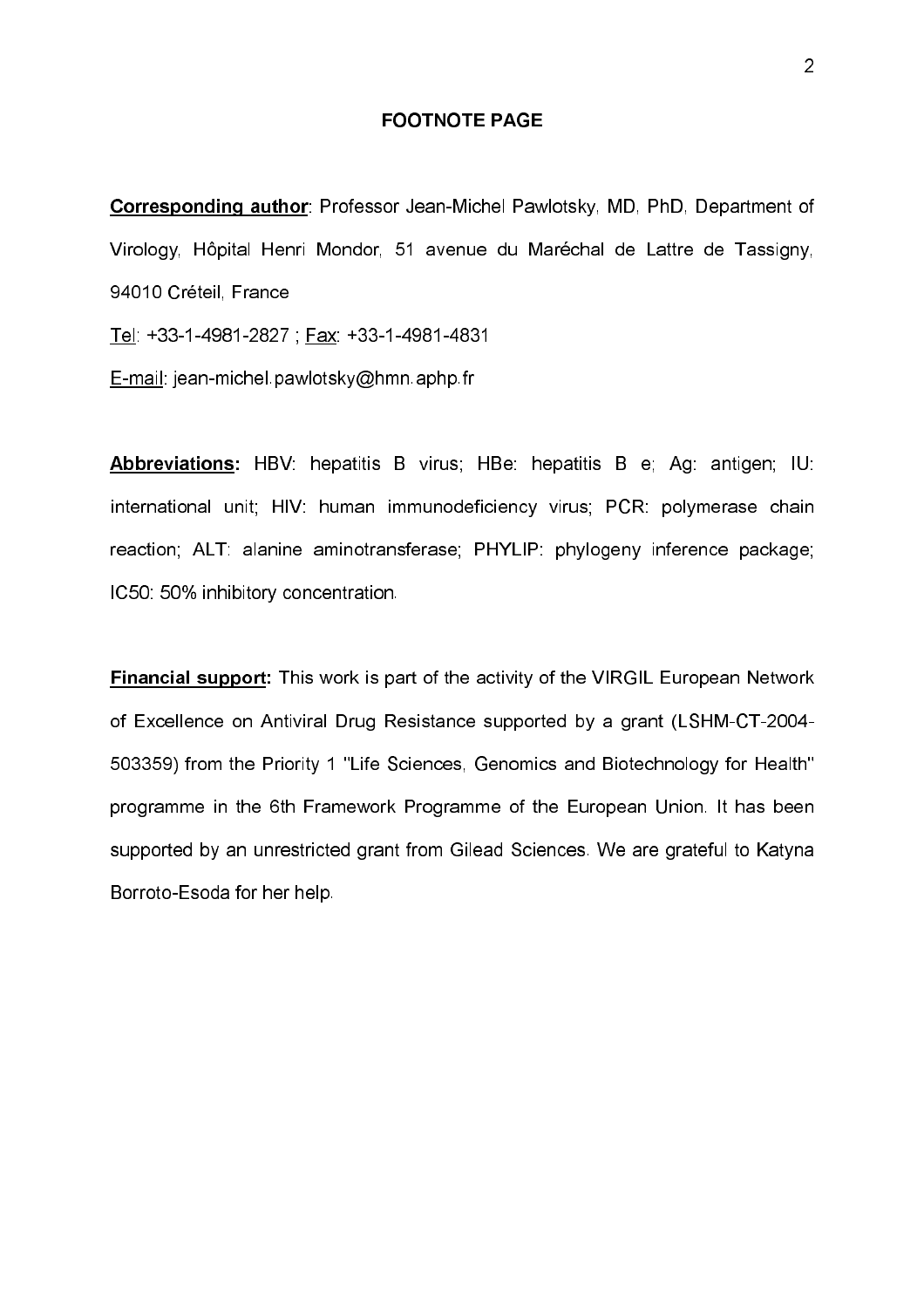# FOOTNOTE PAGE

**Corresponding author**: Professor Jean-Michel Pawlotsky, MD, PhD, Department of Virology, Hôpital Henri Mondor, 51 avenue du Maréchal de Lattre de Tassigny, 94010 Créteil, France

Tel: +33-1-4981-2827 ; Fax: +33-1-4981-4831

E-mail: jean-michel.pawlotsky@hmn.aphp.fr

**Abbreviations:** HBV: hepatitis B virus; HBe: hepatitis B e; Ag: antigen; IU: international unit; HIV: human immunodeficiency virus; PCR: polymerase chain reaction; ALT: alanine aminotransferase; PHYLIP: phylogeny inference package; IC50: 50% inhibitory concentration.

**Financial support:** This work is part of the activity of the VIRGIL European Network of Excellence on Antiviral Drug Resistance supported by a grant (LSHM-CT-2004-503359) from the Priority 1 "Life Sciences, Genomics and Biotechnology for Health" programme in the 6th Framework Programme of the European Union. It has been supported by an unrestricted grant from Gilead Sciences. We are grateful to Katyna Borroto-Esoda for her help.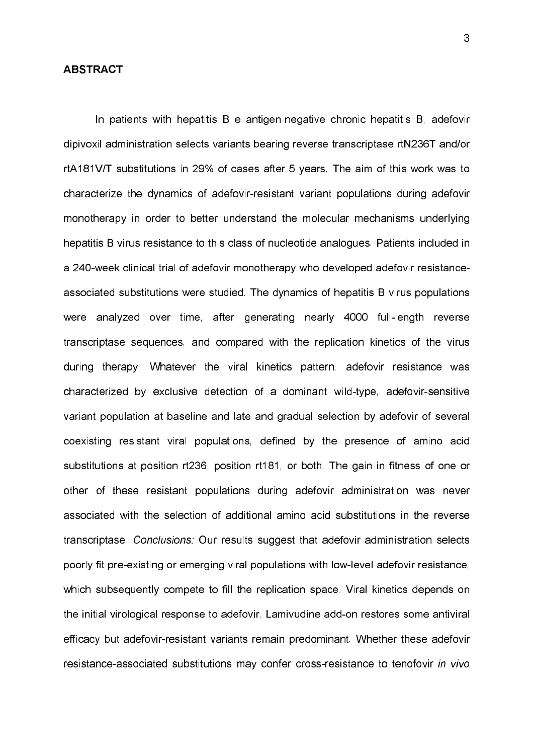**ABSTRACT**

In patients with hepatitis B e antigen-negative chronic hepatitis B, adefovir dipivoxil administration selects variants bearing reverse transcriptase rtN236T and/or rtA181V/T substitutions in 29% of cases after 5 years. The aim of this work was to characterize the dynamics of adefovir-resistant variant populations during adefovir monotherapy in order to better understand the molecular mechanisms underlying hepatitis B virus resistance to this class of nucleotide analogues. Patients included in a 240-week clinical trial of adefovir monotherapy who developed adefovir resistance-associated substitutions were studied. The dynamics of hepatitis B virus populations were analyzed over time, after generating nearly 4000 full-length reverse transcriptase sequences, and compared with the replication kinetics of the virus during therapy. Whatever the viral kinetics pattern, adefovir resistance was characterized by exclusive detection of a dominant wild-type, adefovir-sensitive variant population at baseline and late and gradual selection by adefovir of several coexisting resistant viral populations, defined by the presence of amino acid substitutions at position rt236, position rt181, or both. The gain in fitness of one or other of these resistant populations during adefovir administration was never associated with the selection of additional amino acid substitutions in the reverse transcriptase. *Conclusions:* Our results suggest that adefovir administration selects poorly fit pre-existing or emerging viral populations with low-level adefovir resistance, which subsequently compete to fill the replication space. Viral kinetics depends on the initial virological response to adefovir. Lamivudine add-on restores some antiviral efficacy but adefovir-resistant variants remain predominant. Whether these adefovir resistance-associated substitutions may confer cross-resistance to tenofovir *in vivo*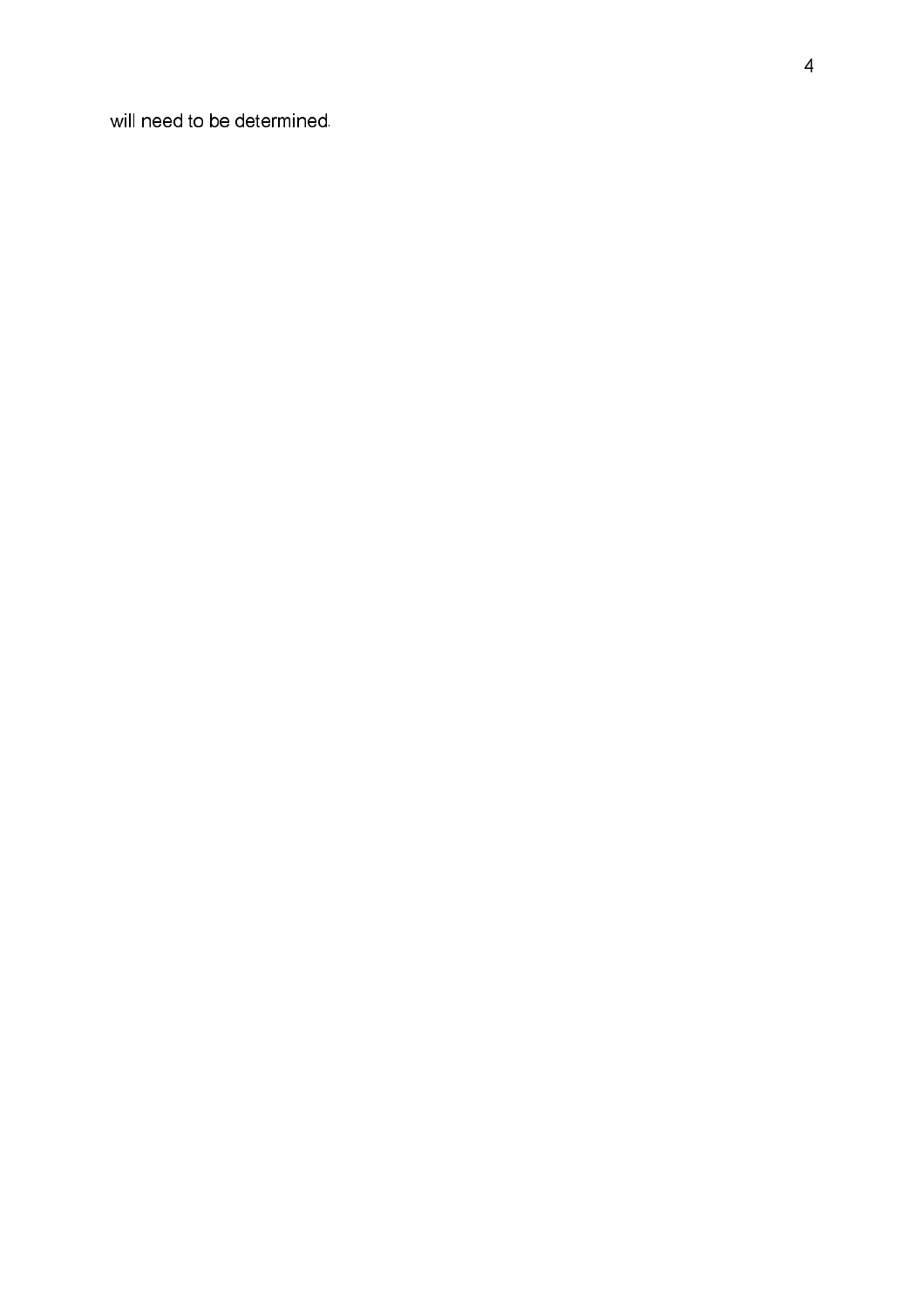will need to be determined.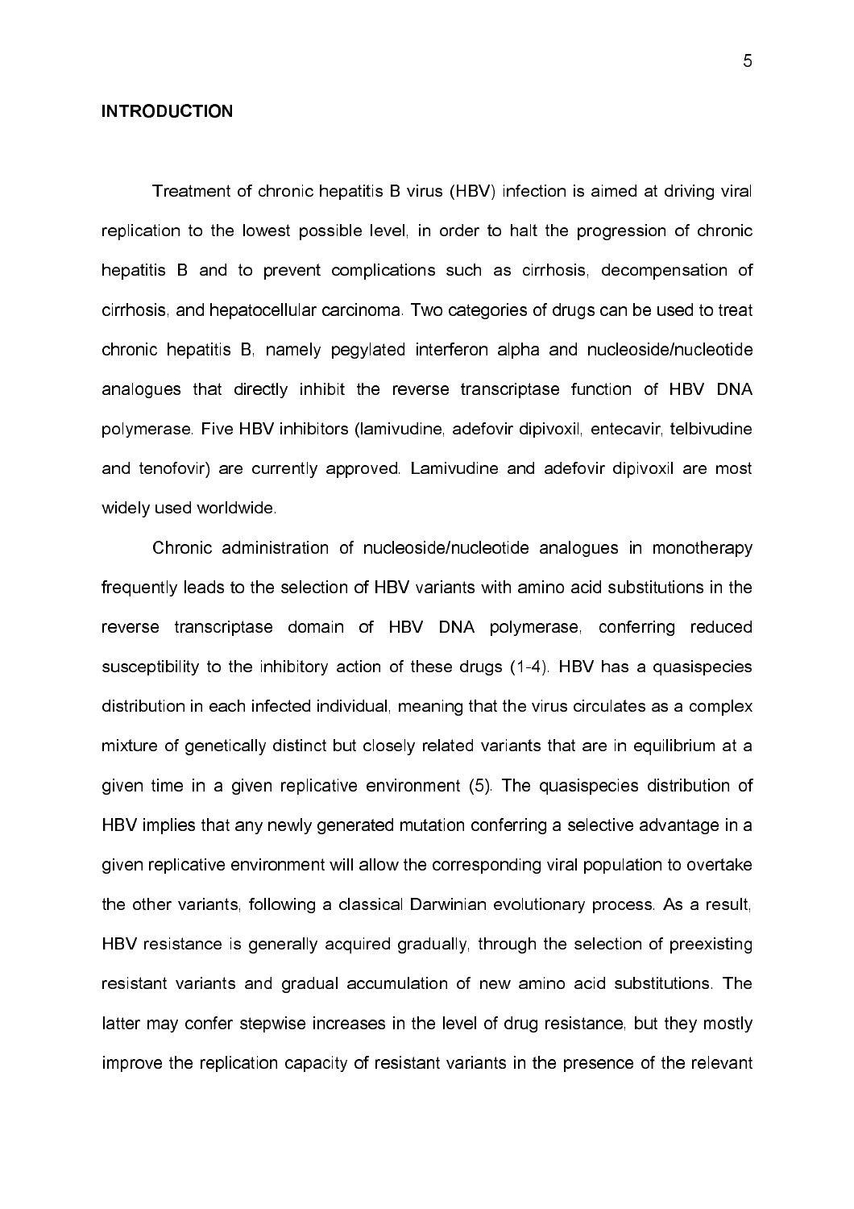## INTRODUCTION

Treatment of chronic hepatitis B virus (HBV) infection is aimed at driving viral replication to the lowest possible level, in order to halt the progression of chronic hepatitis B and to prevent complications such as cirrhosis, decompensation of cirrhosis, and hepatocellular carcinoma. Two categories of drugs can be used to treat chronic hepatitis B, namely pegylated interferon alpha and nucleoside/nucleotide analogues that directly inhibit the reverse transcriptase function of HBV DNA polymerase. Five HBV inhibitors (lamivudine, adefovir dipivoxil, entecavir, telbivudine and tenofovir) are currently approved. Lamivudine and adefovir dipivoxil are most widely used worldwide.

Chronic administration of nucleoside/nucleotide analogues in monotherapy frequently leads to the selection of HBV variants with amino acid substitutions in the reverse transcriptase domain of HBV DNA polymerase, conferring reduced susceptibility to the inhibitory action of these drugs (1-4). HBV has a quasispecies distribution in each infected individual, meaning that the virus circulates as a complex mixture of genetically distinct but closely related variants that are in equilibrium at a given time in a given replicative environment (5). The quasispecies distribution of HBV implies that any newly generated mutation conferring a selective advantage in a given replicative environment will allow the corresponding viral population to overtake the other variants, following a classical Darwinian evolutionary process. As a result, HBV resistance is generally acquired gradually, through the selection of preexisting resistant variants and gradual accumulation of new amino acid substitutions. The latter may confer stepwise increases in the level of drug resistance, but they mostly improve the replication capacity of resistant variants in the presence of the relevant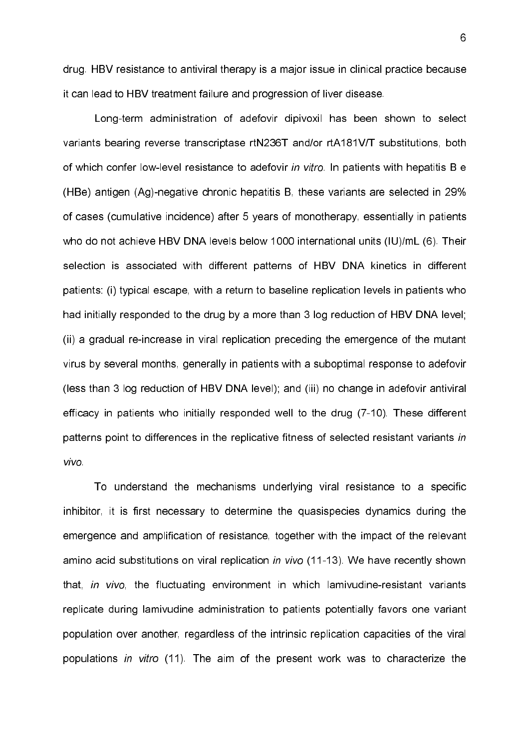drug. HBV resistance to antiviral therapy is a major issue in clinical practice because it can lead to HBV treatment failure and progression of liver disease.

Long-term administration of adefovir dipivoxil has been shown to select variants bearing reverse transcriptase rtN236T and/or rtA181V/T substitutions, both of which confer low-level resistance to adefovir *in vitro*. In patients with hepatitis B e (HBe) antigen (Ag)-negative chronic hepatitis B, these variants are selected in 29% of cases (cumulative incidence) after 5 years of monotherapy, essentially in patients who do not achieve HBV DNA levels below 1000 international units (IU)/mL (6). Their selection is associated with different patterns of HBV DNA kinetics in different patients: (i) typical escape, with a return to baseline replication levels in patients who had initially responded to the drug by a more than 3 log reduction of HBV DNA level; (ii) a gradual re-increase in viral replication preceding the emergence of the mutant virus by several months, generally in patients with a suboptimal response to adefovir (less than 3 log reduction of HBV DNA level); and (iii) no change in adefovir antiviral efficacy in patients who initially responded well to the drug (7-10). These different patterns point to differences in the replicative fitness of selected resistant variants *in vivo*.

To understand the mechanisms underlying viral resistance to a specific inhibitor, it is first necessary to determine the quasispecies dynamics during the emergence and amplification of resistance, together with the impact of the relevant amino acid substitutions on viral replication *in vivo* (11-13). We have recently shown that, *in vivo*, the fluctuating environment in which lamivudine-resistant variants replicate during lamivudine administration to patients potentially favors one variant population over another, regardless of the intrinsic replication capacities of the viral populations *in vitro* (11). The aim of the present work was to characterize the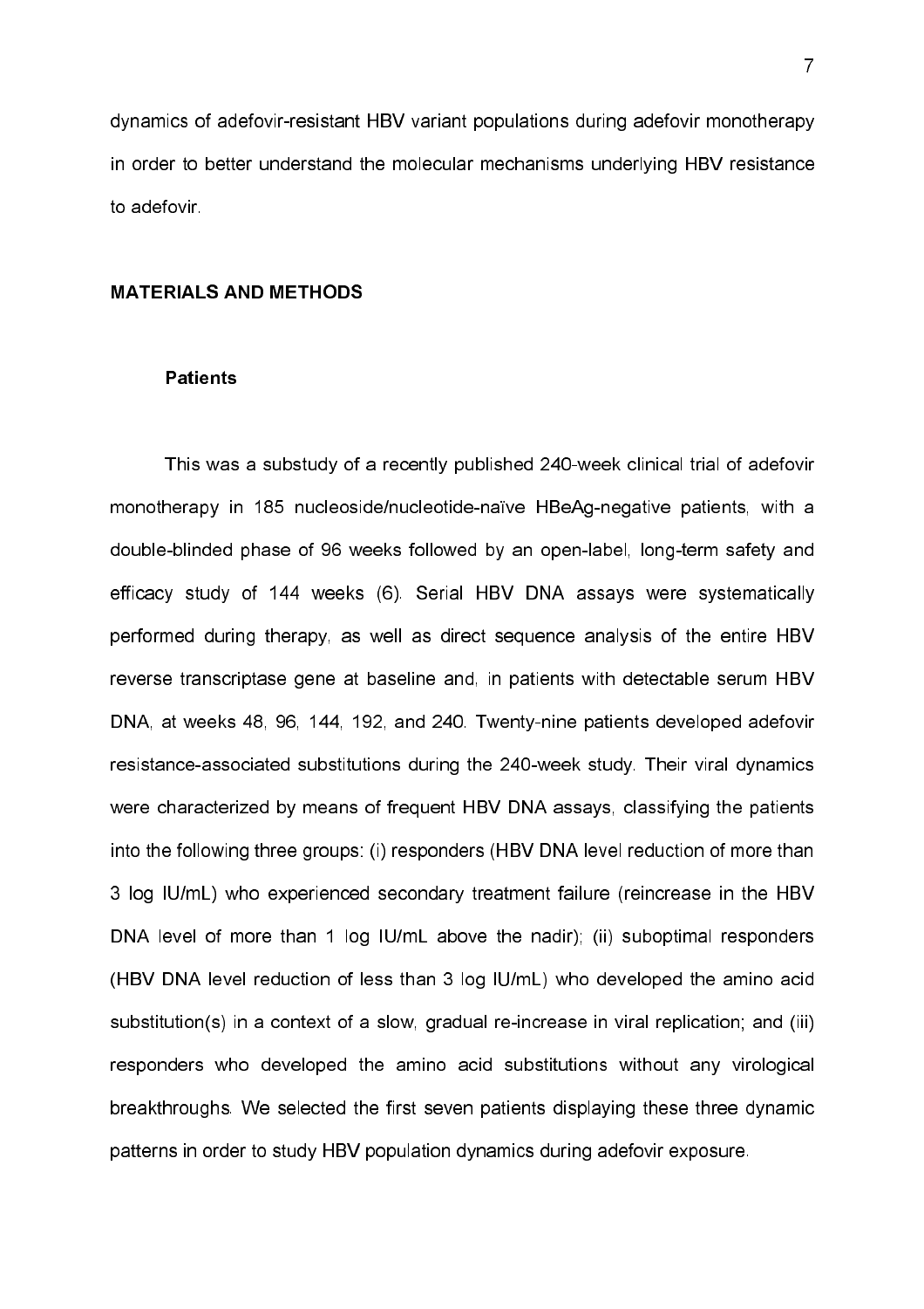dynamics of adefovir-resistant HBV variant populations during adefovir monotherapy in order to better understand the molecular mechanisms underlying HBV resistance to adefovir.

## MATERIALS AND METHODS

### Patients

This was a substudy of a recently published 240-week clinical trial of adefovir monotherapy in 185 nucleoside/nucleotide-naïve HBeAg-negative patients, with a double-blinded phase of 96 weeks followed by an open-label, long-term safety and efficacy study of 144 weeks (6). Serial HBV DNA assays were systematically performed during therapy, as well as direct sequence analysis of the entire HBV reverse transcriptase gene at baseline and, in patients with detectable serum HBV DNA, at weeks 48, 96, 144, 192, and 240. Twenty-nine patients developed adefovir resistance-associated substitutions during the 240-week study. Their viral dynamics were characterized by means of frequent HBV DNA assays, classifying the patients into the following three groups: (i) responders (HBV DNA level reduction of more than 3 log IU/mL) who experienced secondary treatment failure (reincrease in the HBV DNA level of more than 1 log IU/mL above the nadir); (ii) suboptimal responders (HBV DNA level reduction of less than 3 log IU/mL) who developed the amino acid substitution(s) in a context of a slow, gradual re-increase in viral replication; and (iii) responders who developed the amino acid substitutions without any virological breakthroughs. We selected the first seven patients displaying these three dynamic patterns in order to study HBV population dynamics during adefovir exposure.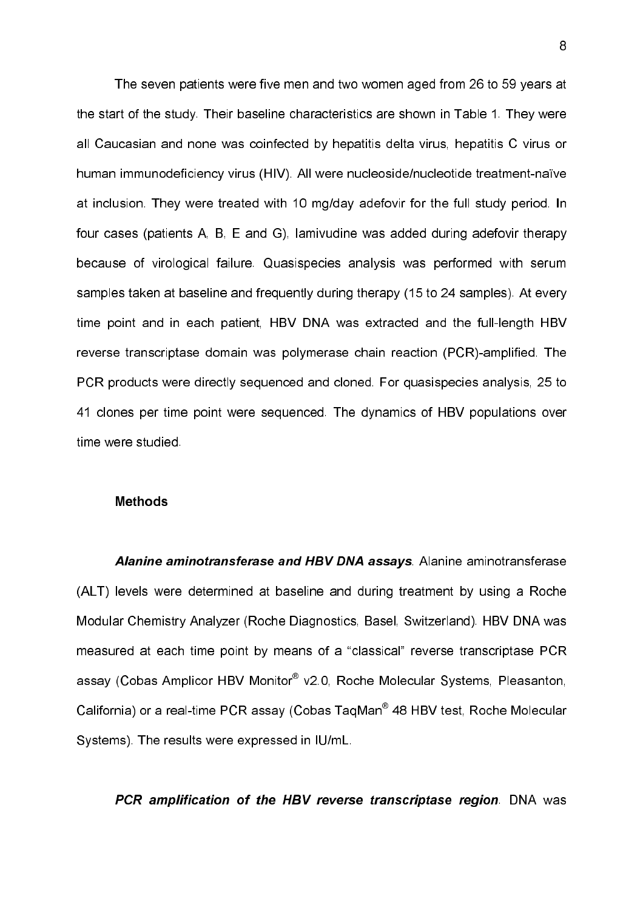The seven patients were five men and two women aged from 26 to 59 years at the start of the study. Their baseline characteristics are shown in Table 1. They were all Caucasian and none was coinfected by hepatitis delta virus, hepatitis C virus or human immunodeficiency virus (HIV). All were nucleoside/nucleotide treatment-naïve at inclusion. They were treated with 10 mg/day adefovir for the full study period. In four cases (patients A, B, E and G), lamivudine was added during adefovir therapy because of virological failure. Quasispecies analysis was performed with serum samples taken at baseline and frequently during therapy (15 to 24 samples). At every time point and in each patient, HBV DNA was extracted and the full-length HBV reverse transcriptase domain was polymerase chain reaction (PCR)-amplified. The PCR products were directly sequenced and cloned. For quasispecies analysis, 25 to 41 clones per time point were sequenced. The dynamics of HBV populations over time were studied.

## Methods

***Alanine aminotransferase and HBV DNA assays***. Alanine aminotransferase (ALT) levels were determined at baseline and during treatment by using a Roche Modular Chemistry Analyzer (Roche Diagnostics, Basel, Switzerland). HBV DNA was measured at each time point by means of a "classical" reverse transcriptase PCR assay (Cobas Amplicor HBV Monitor® v2.0, Roche Molecular Systems, Pleasanton, California) or a real-time PCR assay (Cobas TaqMan® 48 HBV test, Roche Molecular Systems). The results were expressed in IU/mL.

***PCR amplification of the HBV reverse transcriptase region***. DNA was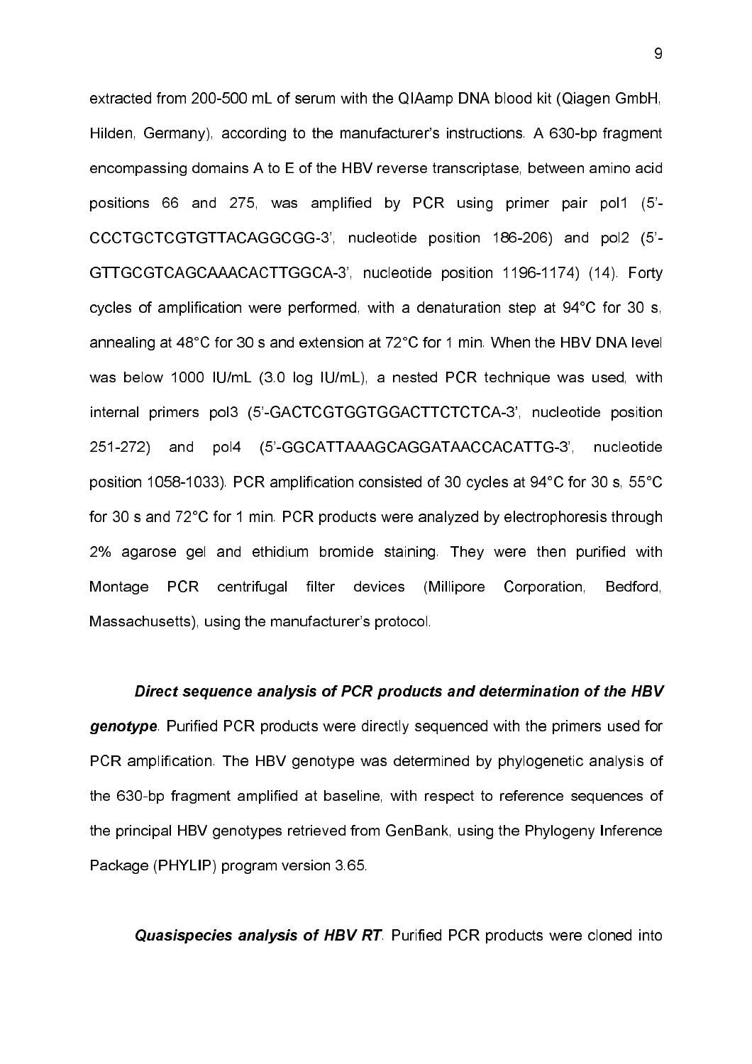extracted from 200-500 mL of serum with the QIAamp DNA blood kit (Qiagen GmbH, Hilden, Germany), according to the manufacturer's instructions. A 630-bp fragment encompassing domains A to E of the HBV reverse transcriptase, between amino acid positions 66 and 275, was amplified by PCR using primer pair pol1 (5'-CCCTGCTCGTGTTACAGGCGG-3', nucleotide position 186-206) and pol2 (5'-GTTGCGTCAGCAAACACTTGGCA-3', nucleotide position 1196-1174) (14). Forty cycles of amplification were performed, with a denaturation step at 94°C for 30 s, annealing at 48°C for 30 s and extension at 72°C for 1 min. When the HBV DNA level was below 1000 IU/mL (3.0 log IU/mL), a nested PCR technique was used, with internal primers pol3 (5'-GACTCGTGGTGGACTTCTCTCA-3', nucleotide position 251-272) and pol4 (5'-GGCATTAAAGCAGGATAACCACATTG-3', nucleotide position 1058-1033). PCR amplification consisted of 30 cycles at 94°C for 30 s, 55°C for 30 s and 72°C for 1 min. PCR products were analyzed by electrophoresis through 2% agarose gel and ethidium bromide staining. They were then purified with Montage PCR centrifugal filter devices (Millipore Corporation, Bedford, Massachusetts), using the manufacturer's protocol.

***Direct sequence analysis of PCR products and determination of the HBV genotype***. Purified PCR products were directly sequenced with the primers used for PCR amplification. The HBV genotype was determined by phylogenetic analysis of the 630-bp fragment amplified at baseline, with respect to reference sequences of the principal HBV genotypes retrieved from GenBank, using the Phylogeny Inference Package (PHYLIP) program version 3.65.

***Quasispecies analysis of HBV RT***. Purified PCR products were cloned into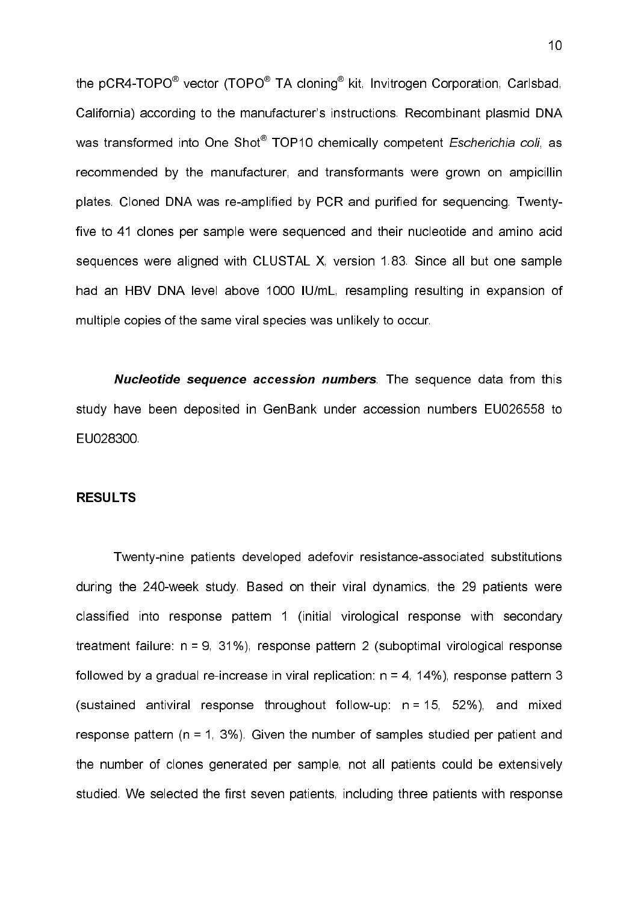the pCR4-TOPO® vector (TOPO® TA cloning® kit, Invitrogen Corporation, Carlsbad, California) according to the manufacturer's instructions. Recombinant plasmid DNA was transformed into One Shot® TOP10 chemically competent *Escherichia coli*, as recommended by the manufacturer, and transformants were grown on ampicillin plates. Cloned DNA was re-amplified by PCR and purified for sequencing. Twenty-five to 41 clones per sample were sequenced and their nucleotide and amino acid sequences were aligned with CLUSTAL X, version 1.83. Since all but one sample had an HBV DNA level above 1000 IU/mL, resampling resulting in expansion of multiple copies of the same viral species was unlikely to occur.

***Nucleotide sequence accession numbers***. The sequence data from this study have been deposited in GenBank under accession numbers EU026558 to EU028300.

## RESULTS

Twenty-nine patients developed adefovir resistance-associated substitutions during the 240-week study. Based on their viral dynamics, the 29 patients were classified into response pattern 1 (initial virological response with secondary treatment failure: n = 9, 31%), response pattern 2 (suboptimal virological response followed by a gradual re-increase in viral replication: n = 4, 14%), response pattern 3 (sustained antiviral response throughout follow-up: n = 15, 52%), and mixed response pattern (n = 1, 3%). Given the number of samples studied per patient and the number of clones generated per sample, not all patients could be extensively studied. We selected the first seven patients, including three patients with response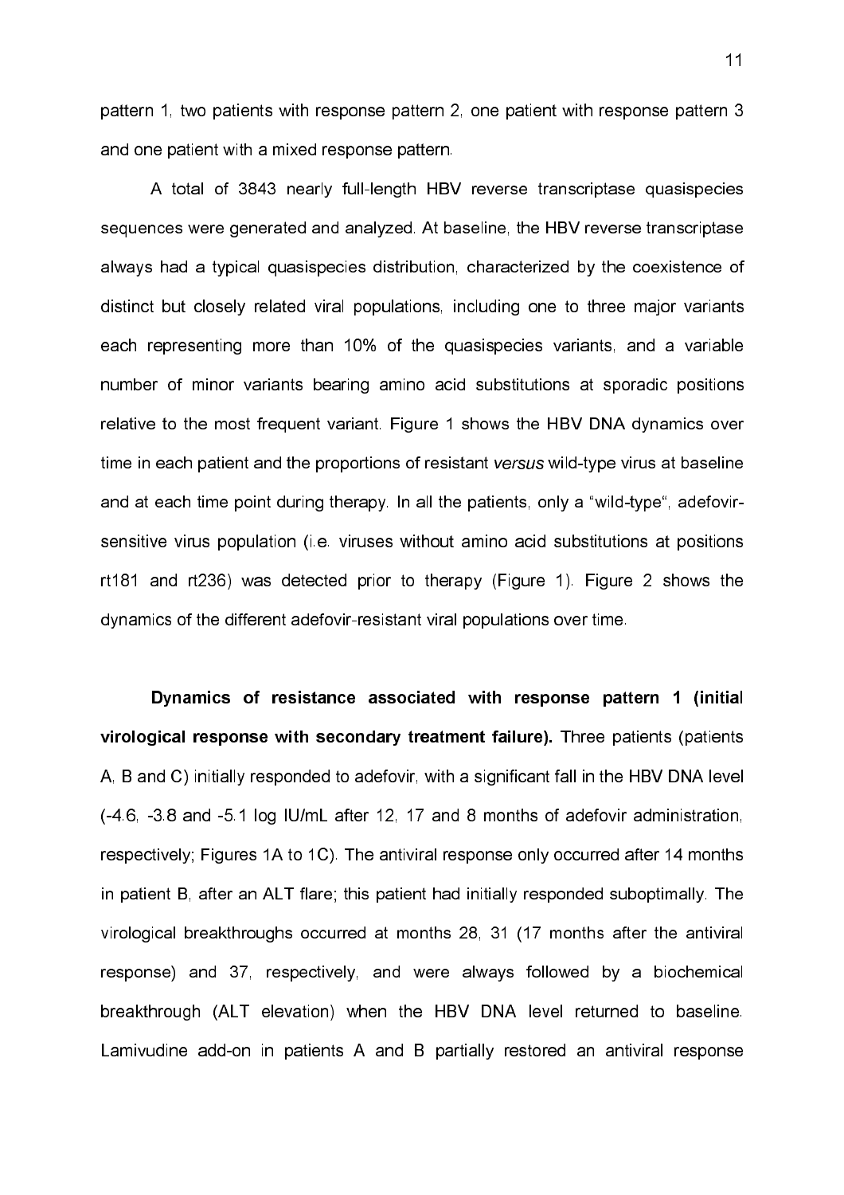pattern 1, two patients with response pattern 2, one patient with response pattern 3 and one patient with a mixed response pattern.

A total of 3843 nearly full-length HBV reverse transcriptase quasispecies sequences were generated and analyzed. At baseline, the HBV reverse transcriptase always had a typical quasispecies distribution, characterized by the coexistence of distinct but closely related viral populations, including one to three major variants each representing more than 10% of the quasispecies variants, and a variable number of minor variants bearing amino acid substitutions at sporadic positions relative to the most frequent variant. Figure 1 shows the HBV DNA dynamics over time in each patient and the proportions of resistant *versus* wild-type virus at baseline and at each time point during therapy. In all the patients, only a "wild-type", adefovir-sensitive virus population (i.e. viruses without amino acid substitutions at positions rt181 and rt236) was detected prior to therapy (Figure 1). Figure 2 shows the dynamics of the different adefovir-resistant viral populations over time.

**Dynamics of resistance associated with response pattern 1 (initial virological response with secondary treatment failure).** Three patients (patients A, B and C) initially responded to adefovir, with a significant fall in the HBV DNA level (-4.6, -3.8 and -5.1 log IU/mL after 12, 17 and 8 months of adefovir administration, respectively; Figures 1A to 1C). The antiviral response only occurred after 14 months in patient B, after an ALT flare; this patient had initially responded suboptimally. The virological breakthroughs occurred at months 28, 31 (17 months after the antiviral response) and 37, respectively, and were always followed by a biochemical breakthrough (ALT elevation) when the HBV DNA level returned to baseline. Lamivudine add-on in patients A and B partially restored an antiviral response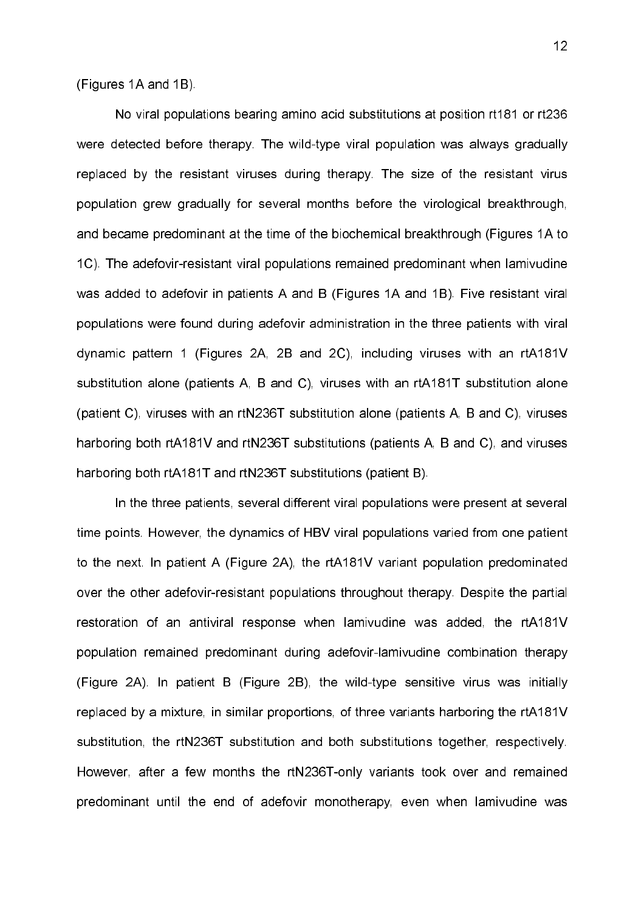(Figures 1A and 1B).

No viral populations bearing amino acid substitutions at position rt181 or rt236 were detected before therapy. The wild-type viral population was always gradually replaced by the resistant viruses during therapy. The size of the resistant virus population grew gradually for several months before the virological breakthrough, and became predominant at the time of the biochemical breakthrough (Figures 1A to 1C). The adefovir-resistant viral populations remained predominant when lamivudine was added to adefovir in patients A and B (Figures 1A and 1B). Five resistant viral populations were found during adefovir administration in the three patients with viral dynamic pattern 1 (Figures 2A, 2B and 2C), including viruses with an rtA181V substitution alone (patients A, B and C), viruses with an rtA181T substitution alone (patient C), viruses with an rtN236T substitution alone (patients A, B and C), viruses harboring both rtA181V and rtN236T substitutions (patients A, B and C), and viruses harboring both rtA181T and rtN236T substitutions (patient B).

In the three patients, several different viral populations were present at several time points. However, the dynamics of HBV viral populations varied from one patient to the next. In patient A (Figure 2A), the rtA181V variant population predominated over the other adefovir-resistant populations throughout therapy. Despite the partial restoration of an antiviral response when lamivudine was added, the rtA181V population remained predominant during adefovir-lamivudine combination therapy (Figure 2A). In patient B (Figure 2B), the wild-type sensitive virus was initially replaced by a mixture, in similar proportions, of three variants harboring the rtA181V substitution, the rtN236T substitution and both substitutions together, respectively. However, after a few months the rtN236T-only variants took over and remained predominant until the end of adefovir monotherapy, even when lamivudine was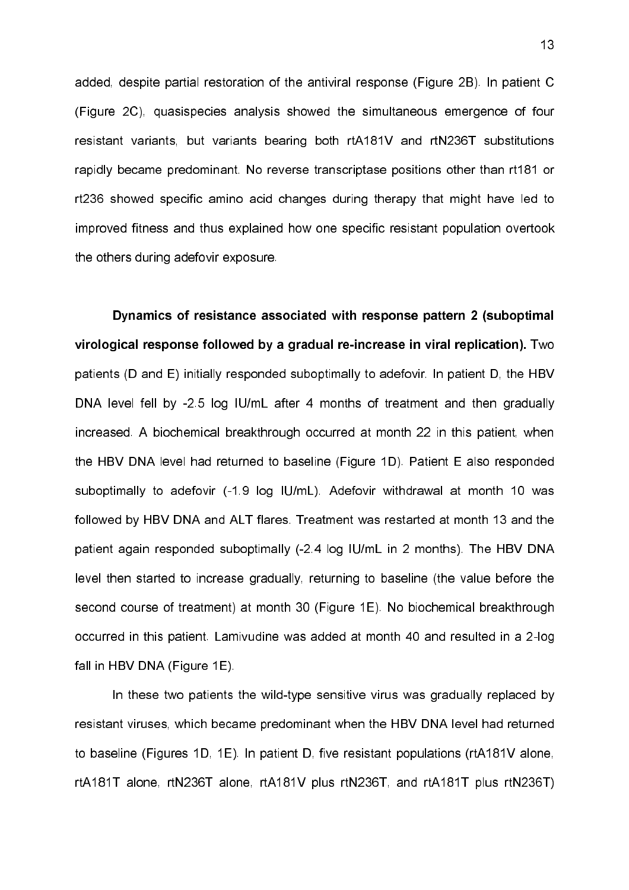added, despite partial restoration of the antiviral response (Figure 2B). In patient C (Figure 2C), quasispecies analysis showed the simultaneous emergence of four resistant variants, but variants bearing both rtA181V and rtN236T substitutions rapidly became predominant. No reverse transcriptase positions other than rt181 or rt236 showed specific amino acid changes during therapy that might have led to improved fitness and thus explained how one specific resistant population overtook the others during adefovir exposure.

**Dynamics of resistance associated with response pattern 2 (suboptimal virological response followed by a gradual re-increase in viral replication).** Two patients (D and E) initially responded suboptimally to adefovir. In patient D, the HBV DNA level fell by -2.5 log IU/mL after 4 months of treatment and then gradually increased. A biochemical breakthrough occurred at month 22 in this patient, when the HBV DNA level had returned to baseline (Figure 1D). Patient E also responded suboptimally to adefovir (-1.9 log IU/mL). Adefovir withdrawal at month 10 was followed by HBV DNA and ALT flares. Treatment was restarted at month 13 and the patient again responded suboptimally (-2.4 log IU/mL in 2 months). The HBV DNA level then started to increase gradually, returning to baseline (the value before the second course of treatment) at month 30 (Figure 1E). No biochemical breakthrough occurred in this patient. Lamivudine was added at month 40 and resulted in a 2-log fall in HBV DNA (Figure 1E).

In these two patients the wild-type sensitive virus was gradually replaced by resistant viruses, which became predominant when the HBV DNA level had returned to baseline (Figures 1D, 1E). In patient D, five resistant populations (rtA181V alone, rtA181T alone, rtN236T alone, rtA181V plus rtN236T, and rtA181T plus rtN236T)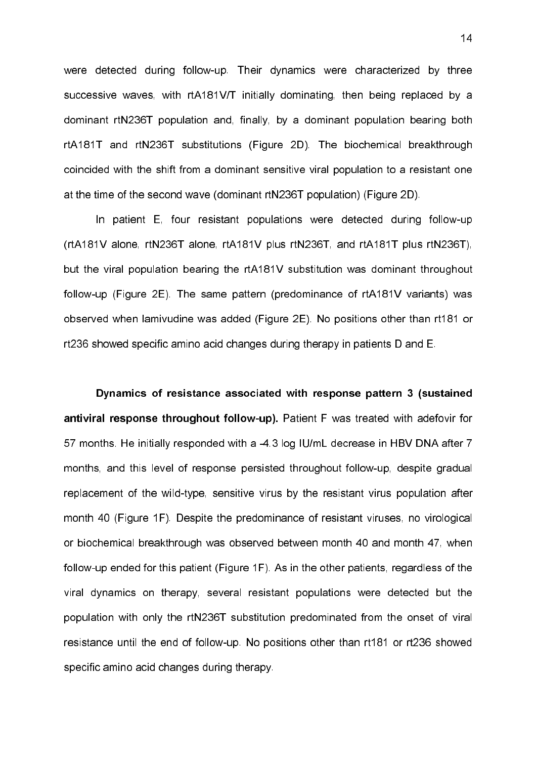were detected during follow-up. Their dynamics were characterized by three successive waves, with rtA181V/T initially dominating, then being replaced by a dominant rtN236T population and, finally, by a dominant population bearing both rtA181T and rtN236T substitutions (Figure 2D). The biochemical breakthrough coincided with the shift from a dominant sensitive viral population to a resistant one at the time of the second wave (dominant rtN236T population) (Figure 2D).

In patient E, four resistant populations were detected during follow-up (rtA181V alone, rtN236T alone, rtA181V plus rtN236T, and rtA181T plus rtN236T), but the viral population bearing the rtA181V substitution was dominant throughout follow-up (Figure 2E). The same pattern (predominance of rtA181V variants) was observed when lamivudine was added (Figure 2E). No positions other than rt181 or rt236 showed specific amino acid changes during therapy in patients D and E.

**Dynamics of resistance associated with response pattern 3 (sustained antiviral response throughout follow-up).** Patient F was treated with adefovir for 57 months. He initially responded with a -4.3 log IU/mL decrease in HBV DNA after 7 months, and this level of response persisted throughout follow-up, despite gradual replacement of the wild-type, sensitive virus by the resistant virus population after month 40 (Figure 1F). Despite the predominance of resistant viruses, no virological or biochemical breakthrough was observed between month 40 and month 47, when follow-up ended for this patient (Figure 1F). As in the other patients, regardless of the viral dynamics on therapy, several resistant populations were detected but the population with only the rtN236T substitution predominated from the onset of viral resistance until the end of follow-up. No positions other than rt181 or rt236 showed specific amino acid changes during therapy.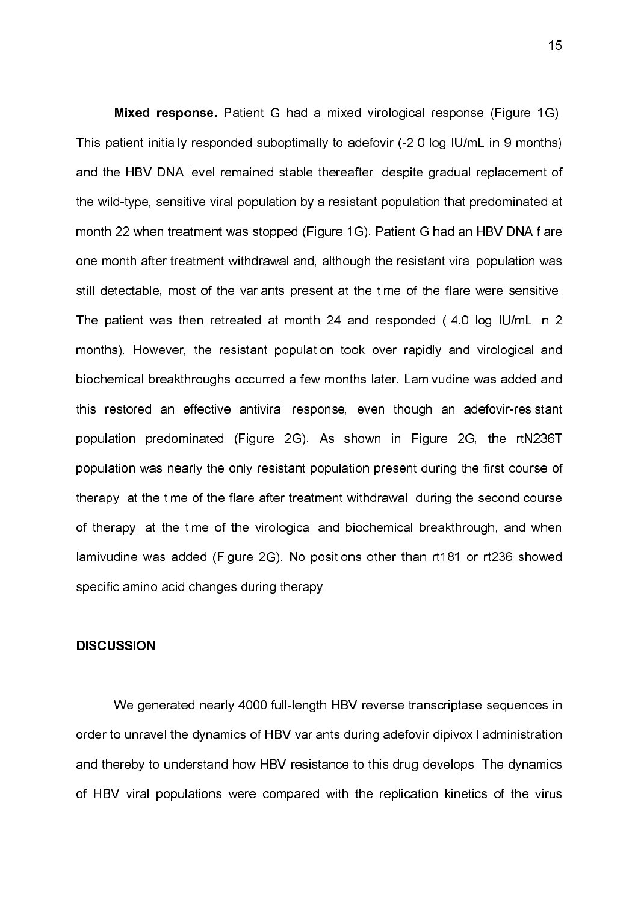**Mixed response.** Patient G had a mixed virological response (Figure 1G). This patient initially responded suboptimally to adefovir (-2.0 log IU/mL in 9 months) and the HBV DNA level remained stable thereafter, despite gradual replacement of the wild-type, sensitive viral population by a resistant population that predominated at month 22 when treatment was stopped (Figure 1G). Patient G had an HBV DNA flare one month after treatment withdrawal and, although the resistant viral population was still detectable, most of the variants present at the time of the flare were sensitive. The patient was then retreated at month 24 and responded (-4.0 log IU/mL in 2 months). However, the resistant population took over rapidly and virological and biochemical breakthroughs occurred a few months later. Lamivudine was added and this restored an effective antiviral response, even though an adefovir-resistant population predominated (Figure 2G). As shown in Figure 2G, the rtN236T population was nearly the only resistant population present during the first course of therapy, at the time of the flare after treatment withdrawal, during the second course of therapy, at the time of the virological and biochemical breakthrough, and when lamivudine was added (Figure 2G). No positions other than rt181 or rt236 showed specific amino acid changes during therapy.

## DISCUSSION

We generated nearly 4000 full-length HBV reverse transcriptase sequences in order to unravel the dynamics of HBV variants during adefovir dipivoxil administration and thereby to understand how HBV resistance to this drug develops. The dynamics of HBV viral populations were compared with the replication kinetics of the virus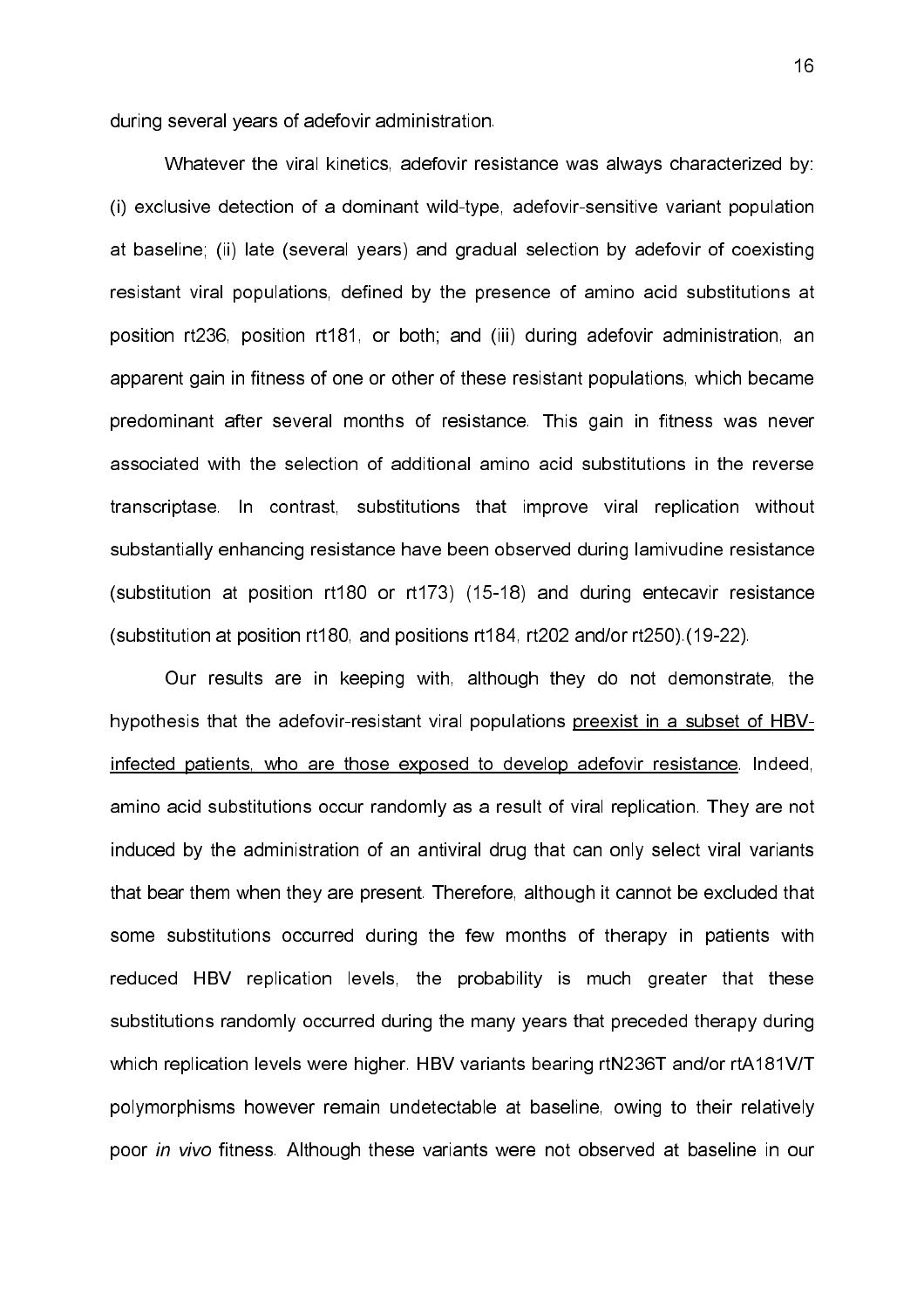during several years of adefovir administration.

Whatever the viral kinetics, adefovir resistance was always characterized by: (i) exclusive detection of a dominant wild-type, adefovir-sensitive variant population at baseline; (ii) late (several years) and gradual selection by adefovir of coexisting resistant viral populations, defined by the presence of amino acid substitutions at position rt236, position rt181, or both; and (iii) during adefovir administration, an apparent gain in fitness of one or other of these resistant populations, which became predominant after several months of resistance. This gain in fitness was never associated with the selection of additional amino acid substitutions in the reverse transcriptase. In contrast, substitutions that improve viral replication without substantially enhancing resistance have been observed during lamivudine resistance (substitution at position rt180 or rt173) (15-18) and during entecavir resistance (substitution at position rt180, and positions rt184, rt202 and/or rt250).(19-22).

Our results are in keeping with, although they do not demonstrate, the hypothesis that the adefovir-resistant viral populations preexist in a subset of HBV-infected patients, who are those exposed to develop adefovir resistance. Indeed, amino acid substitutions occur randomly as a result of viral replication. They are not induced by the administration of an antiviral drug that can only select viral variants that bear them when they are present. Therefore, although it cannot be excluded that some substitutions occurred during the few months of therapy in patients with reduced HBV replication levels, the probability is much greater that these substitutions randomly occurred during the many years that preceded therapy during which replication levels were higher. HBV variants bearing rtN236T and/or rtA181V/T polymorphisms however remain undetectable at baseline, owing to their relatively poor *in vivo* fitness. Although these variants were not observed at baseline in our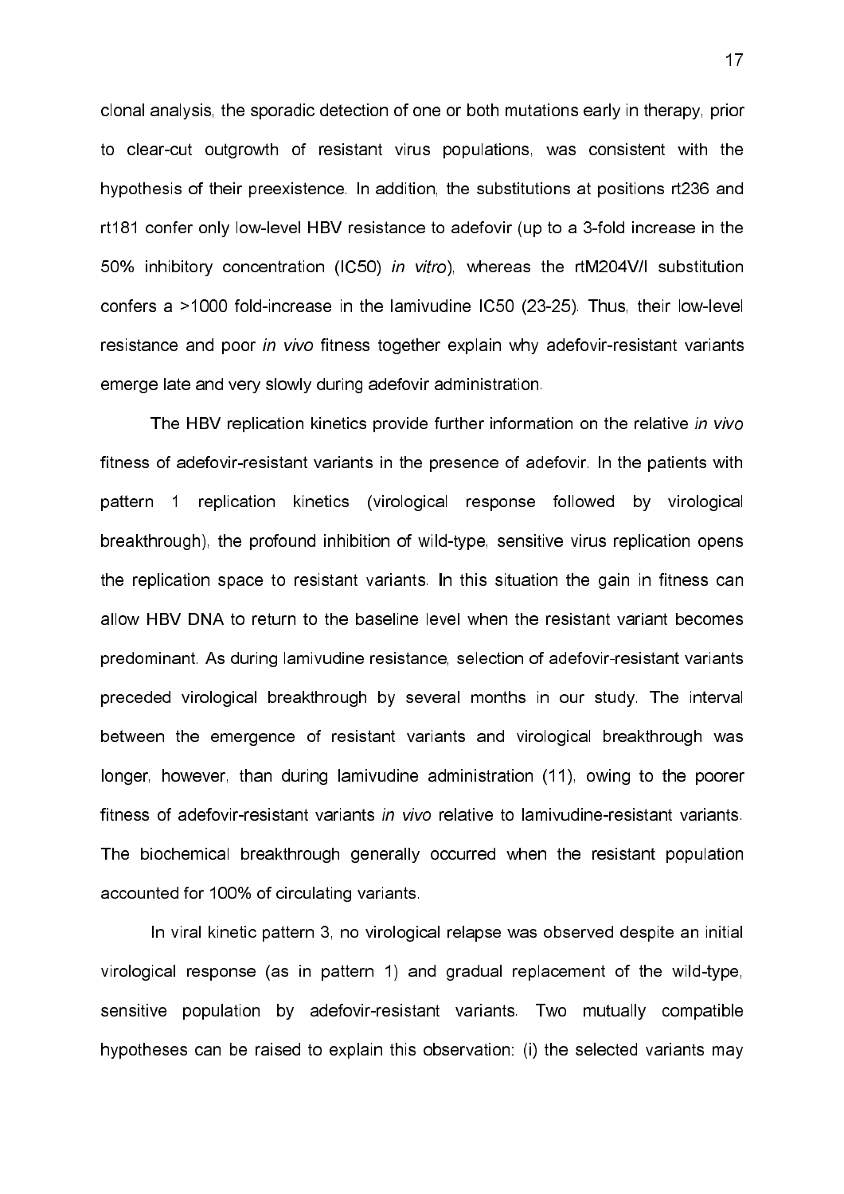clonal analysis, the sporadic detection of one or both mutations early in therapy, prior to clear-cut outgrowth of resistant virus populations, was consistent with the hypothesis of their preexistence. In addition, the substitutions at positions rt236 and rt181 confer only low-level HBV resistance to adefovir (up to a 3-fold increase in the 50% inhibitory concentration (IC50) *in vitro*), whereas the rtM204V/I substitution confers a >1000 fold-increase in the lamivudine IC50 (23-25). Thus, their low-level resistance and poor *in vivo* fitness together explain why adefovir-resistant variants emerge late and very slowly during adefovir administration.

The HBV replication kinetics provide further information on the relative *in vivo* fitness of adefovir-resistant variants in the presence of adefovir. In the patients with pattern 1 replication kinetics (virological response followed by virological breakthrough), the profound inhibition of wild-type, sensitive virus replication opens the replication space to resistant variants. In this situation the gain in fitness can allow HBV DNA to return to the baseline level when the resistant variant becomes predominant. As during lamivudine resistance, selection of adefovir-resistant variants preceded virological breakthrough by several months in our study. The interval between the emergence of resistant variants and virological breakthrough was longer, however, than during lamivudine administration (11), owing to the poorer fitness of adefovir-resistant variants *in vivo* relative to lamivudine-resistant variants. The biochemical breakthrough generally occurred when the resistant population accounted for 100% of circulating variants.

In viral kinetic pattern 3, no virological relapse was observed despite an initial virological response (as in pattern 1) and gradual replacement of the wild-type, sensitive population by adefovir-resistant variants. Two mutually compatible hypotheses can be raised to explain this observation: (i) the selected variants may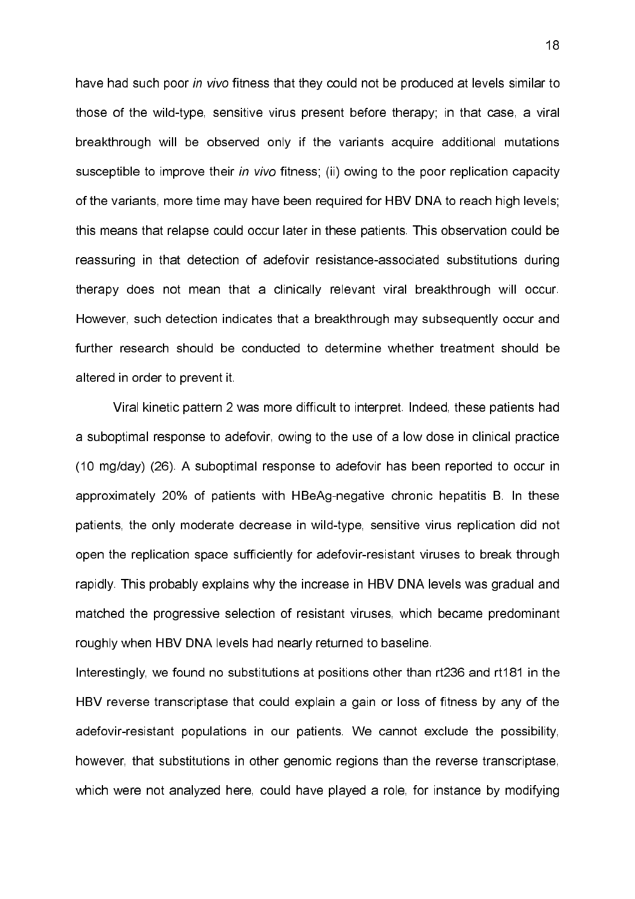have had such poor *in vivo* fitness that they could not be produced at levels similar to those of the wild-type, sensitive virus present before therapy; in that case, a viral breakthrough will be observed only if the variants acquire additional mutations susceptible to improve their *in vivo* fitness; (ii) owing to the poor replication capacity of the variants, more time may have been required for HBV DNA to reach high levels; this means that relapse could occur later in these patients. This observation could be reassuring in that detection of adefovir resistance-associated substitutions during therapy does not mean that a clinically relevant viral breakthrough will occur. However, such detection indicates that a breakthrough may subsequently occur and further research should be conducted to determine whether treatment should be altered in order to prevent it.

Viral kinetic pattern 2 was more difficult to interpret. Indeed, these patients had a suboptimal response to adefovir, owing to the use of a low dose in clinical practice (10 mg/day) (26). A suboptimal response to adefovir has been reported to occur in approximately 20% of patients with HBeAg-negative chronic hepatitis B. In these patients, the only moderate decrease in wild-type, sensitive virus replication did not open the replication space sufficiently for adefovir-resistant viruses to break through rapidly. This probably explains why the increase in HBV DNA levels was gradual and matched the progressive selection of resistant viruses, which became predominant roughly when HBV DNA levels had nearly returned to baseline.

Interestingly, we found no substitutions at positions other than rt236 and rt181 in the HBV reverse transcriptase that could explain a gain or loss of fitness by any of the adefovir-resistant populations in our patients. We cannot exclude the possibility, however, that substitutions in other genomic regions than the reverse transcriptase, which were not analyzed here, could have played a role, for instance by modifying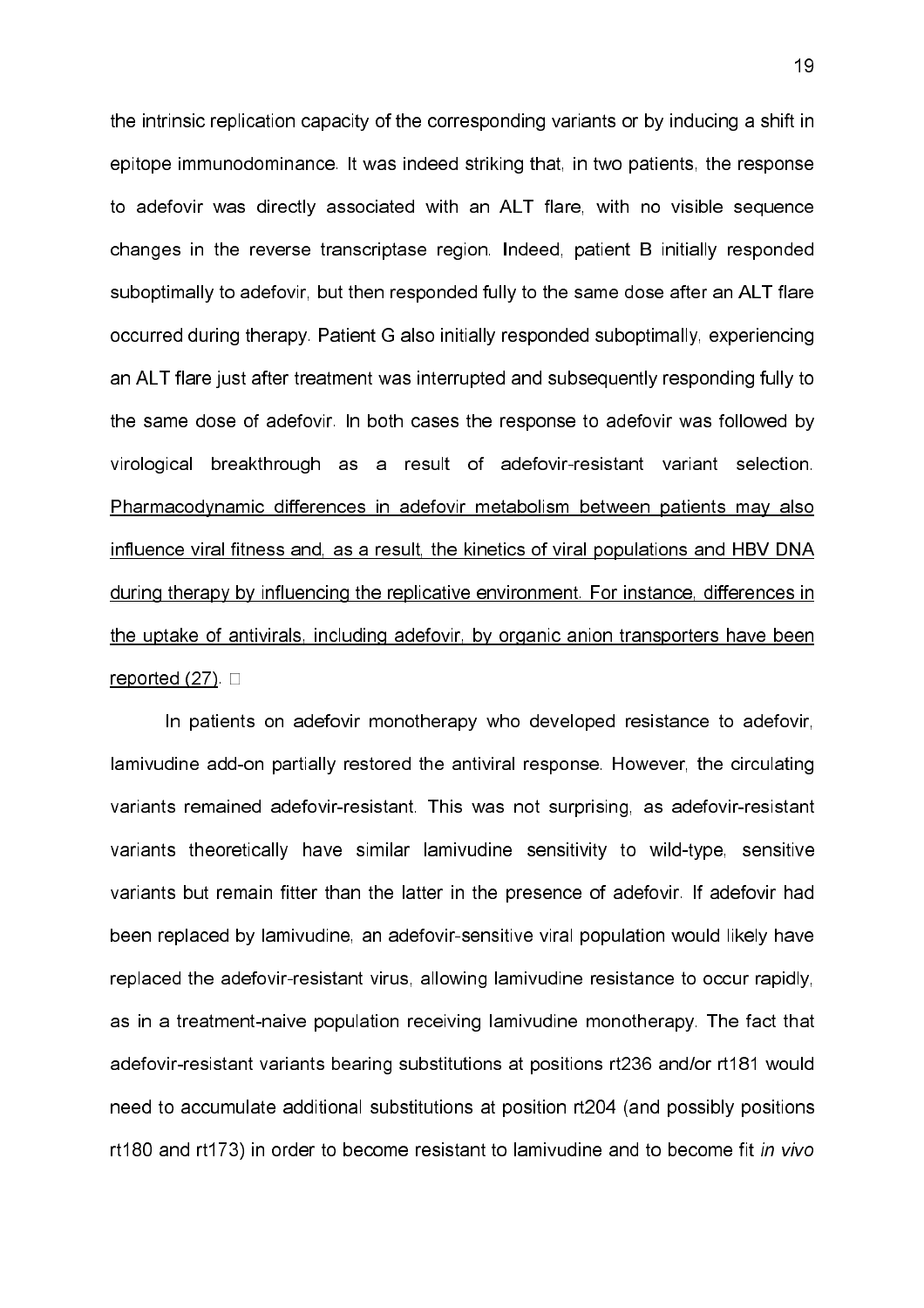the intrinsic replication capacity of the corresponding variants or by inducing a shift in epitope immunodominance. It was indeed striking that, in two patients, the response to adefovir was directly associated with an ALT flare, with no visible sequence changes in the reverse transcriptase region. Indeed, patient B initially responded suboptimally to adefovir, but then responded fully to the same dose after an ALT flare occurred during therapy. Patient G also initially responded suboptimally, experiencing an ALT flare just after treatment was interrupted and subsequently responding fully to the same dose of adefovir. In both cases the response to adefovir was followed by virological breakthrough as a result of adefovir-resistant variant selection. Pharmacodynamic differences in adefovir metabolism between patients may also influence viral fitness and, as a result, the kinetics of viral populations and HBV DNA during therapy by influencing the replicative environment. For instance, differences in the uptake of antivirals, including adefovir, by organic anion transporters have been reported (27).

In patients on adefovir monotherapy who developed resistance to adefovir, lamivudine add-on partially restored the antiviral response. However, the circulating variants remained adefovir-resistant. This was not surprising, as adefovir-resistant variants theoretically have similar lamivudine sensitivity to wild-type, sensitive variants but remain fitter than the latter in the presence of adefovir. If adefovir had been replaced by lamivudine, an adefovir-sensitive viral population would likely have replaced the adefovir-resistant virus, allowing lamivudine resistance to occur rapidly, as in a treatment-naive population receiving lamivudine monotherapy. The fact that adefovir-resistant variants bearing substitutions at positions rt236 and/or rt181 would need to accumulate additional substitutions at position rt204 (and possibly positions rt180 and rt173) in order to become resistant to lamivudine and to become fit *in vivo*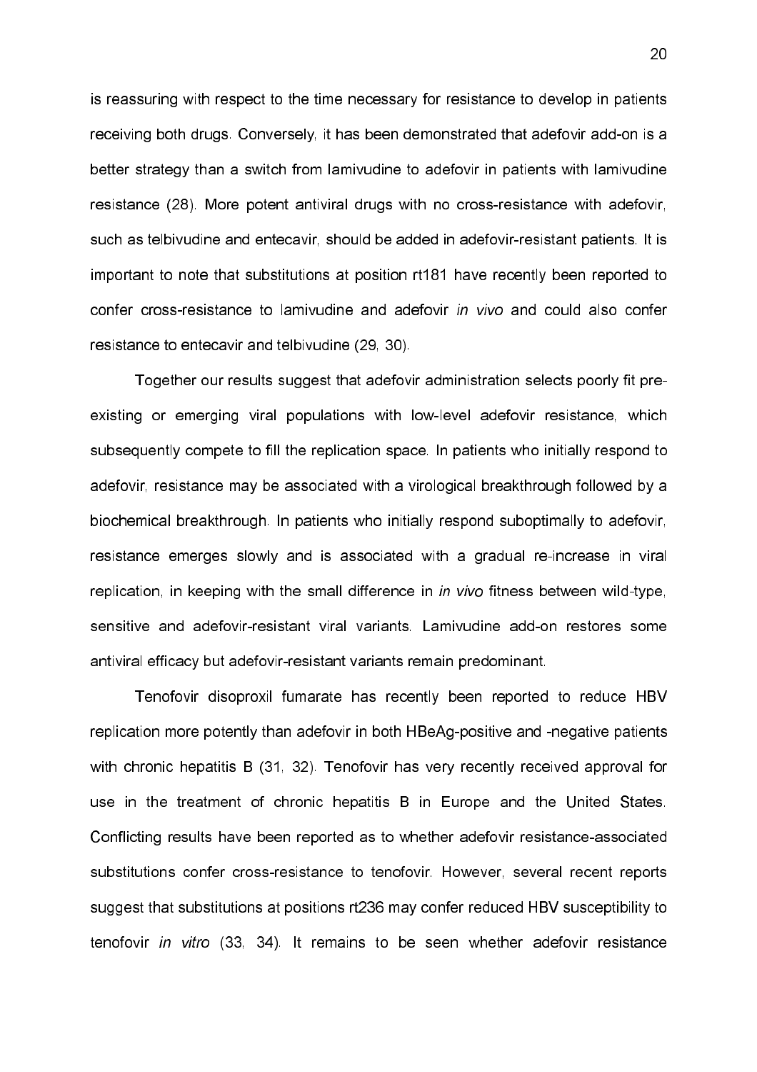is reassuring with respect to the time necessary for resistance to develop in patients receiving both drugs. Conversely, it has been demonstrated that adefovir add-on is a better strategy than a switch from lamivudine to adefovir in patients with lamivudine resistance (28). More potent antiviral drugs with no cross-resistance with adefovir, such as telbivudine and entecavir, should be added in adefovir-resistant patients. It is important to note that substitutions at position rt181 have recently been reported to confer cross-resistance to lamivudine and adefovir *in vivo* and could also confer resistance to entecavir and telbivudine (29, 30).

Together our results suggest that adefovir administration selects poorly fit pre-existing or emerging viral populations with low-level adefovir resistance, which subsequently compete to fill the replication space. In patients who initially respond to adefovir, resistance may be associated with a virological breakthrough followed by a biochemical breakthrough. In patients who initially respond suboptimally to adefovir, resistance emerges slowly and is associated with a gradual re-increase in viral replication, in keeping with the small difference in *in vivo* fitness between wild-type, sensitive and adefovir-resistant viral variants. Lamivudine add-on restores some antiviral efficacy but adefovir-resistant variants remain predominant.

Tenofovir disoproxil fumarate has recently been reported to reduce HBV replication more potently than adefovir in both HBeAg-positive and -negative patients with chronic hepatitis B (31, 32). Tenofovir has very recently received approval for use in the treatment of chronic hepatitis B in Europe and the United States. Conflicting results have been reported as to whether adefovir resistance-associated substitutions confer cross-resistance to tenofovir. However, several recent reports suggest that substitutions at positions rt236 may confer reduced HBV susceptibility to tenofovir *in vitro* (33, 34). It remains to be seen whether adefovir resistance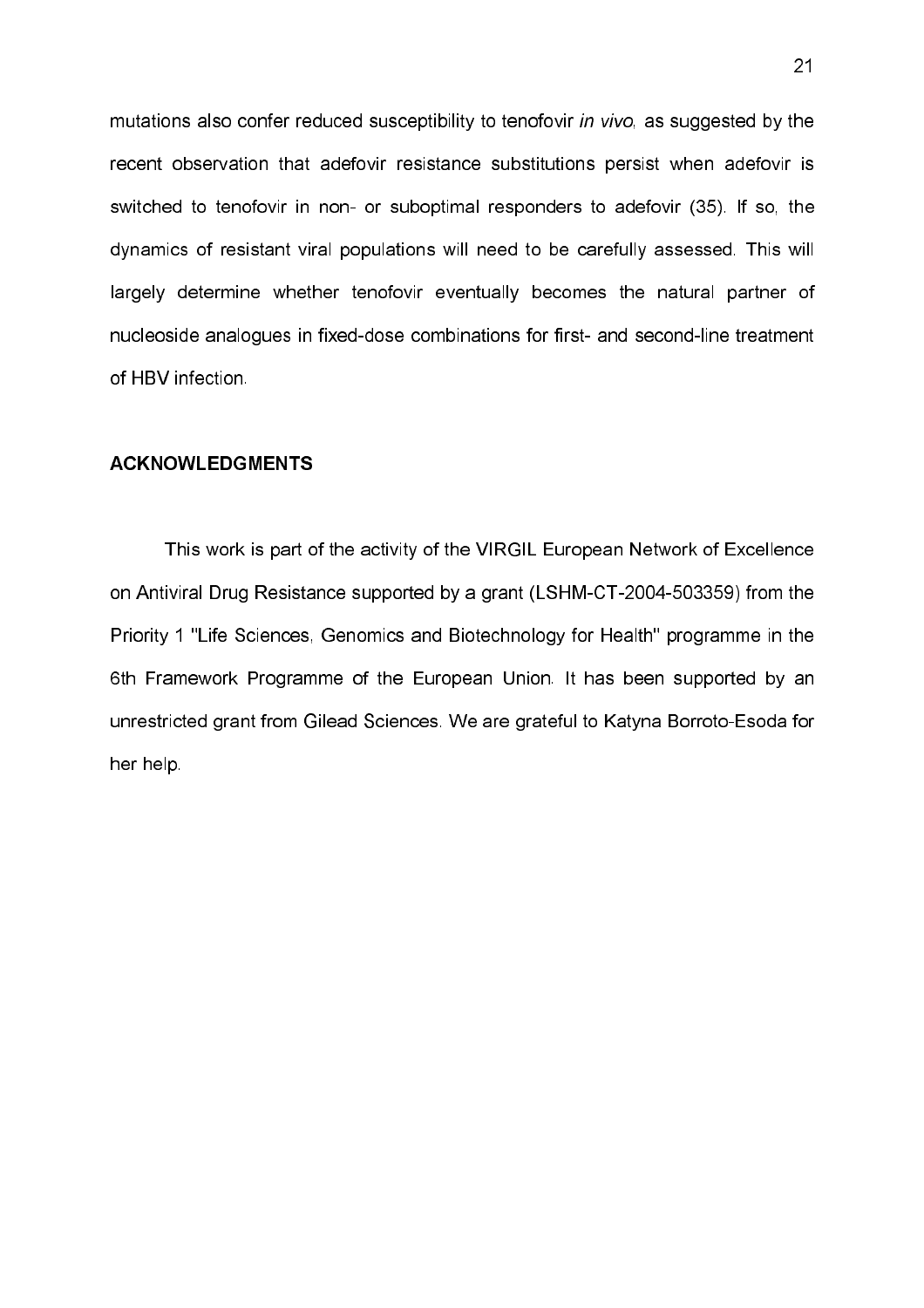mutations also confer reduced susceptibility to tenofovir *in vivo*, as suggested by the recent observation that adefovir resistance substitutions persist when adefovir is switched to tenofovir in non- or suboptimal responders to adefovir (35). If so, the dynamics of resistant viral populations will need to be carefully assessed. This will largely determine whether tenofovir eventually becomes the natural partner of nucleoside analogues in fixed-dose combinations for first- and second-line treatment of HBV infection.

## ACKNOWLEDGMENTS

This work is part of the activity of the VIRGIL European Network of Excellence on Antiviral Drug Resistance supported by a grant (LSHM-CT-2004-503359) from the Priority 1 "Life Sciences, Genomics and Biotechnology for Health" programme in the 6th Framework Programme of the European Union. It has been supported by an unrestricted grant from Gilead Sciences. We are grateful to Katyna Borroto-Esoda for her help.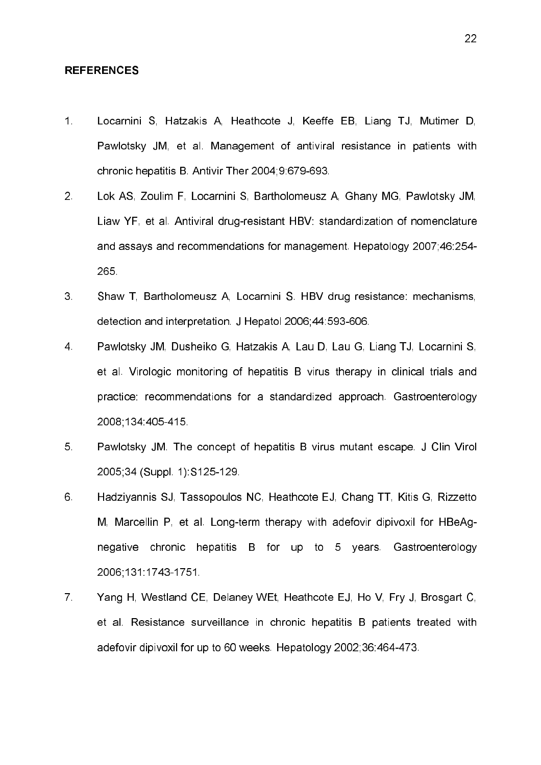## REFERENCES

1. Locarnini S, Hatzakis A, Heathcote J, Keeffe EB, Liang TJ, Mutimer D, Pawlotsky JM, et al. Management of antiviral resistance in patients with chronic hepatitis B. Antivir Ther 2004;9:679-693.
2. Lok AS, Zoulim F, Locarnini S, Bartholomeusz A, Ghany MG, Pawlotsky JM, Liaw YF, et al. Antiviral drug-resistant HBV: standardization of nomenclature and assays and recommendations for management. Hepatology 2007;46:254-265.
3. Shaw T, Bartholomeusz A, Locarnini S. HBV drug resistance: mechanisms, detection and interpretation. J Hepatol 2006;44:593-606.
4. Pawlotsky JM, Dusheiko G, Hatzakis A, Lau D, Lau G, Liang TJ, Locarnini S, et al. Virologic monitoring of hepatitis B virus therapy in clinical trials and practice: recommendations for a standardized approach. Gastroenterology 2008;134:405-415.
5. Pawlotsky JM. The concept of hepatitis B virus mutant escape. J Clin Virol 2005;34 (Suppl. 1):S125-129.
6. Hadziyannis SJ, Tassopoulos NC, Heathcote EJ, Chang TT, Kitis G, Rizzetto M, Marcellin P, et al. Long-term therapy with adefovir dipivoxil for HBeAg-negative chronic hepatitis B for up to 5 years. Gastroenterology 2006;131:1743-1751.
7. Yang H, Westland CE, Delaney WEt, Heathcote EJ, Ho V, Fry J, Brosgart C, et al. Resistance surveillance in chronic hepatitis B patients treated with adefovir dipivoxil for up to 60 weeks. Hepatology 2002;36:464-473.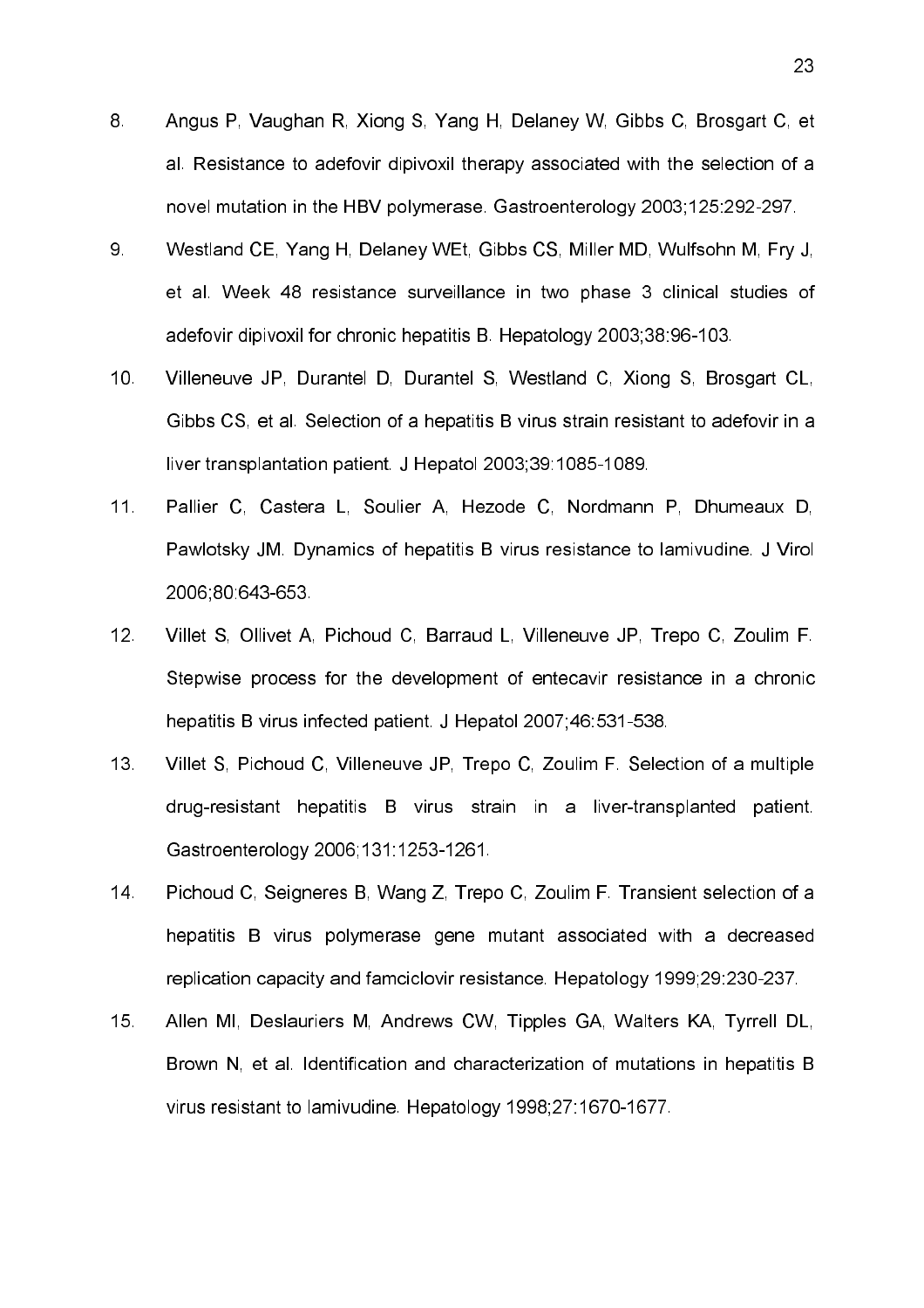8. Angus P, Vaughan R, Xiong S, Yang H, Delaney W, Gibbs C, Brosgart C, et al. Resistance to adefovir dipivoxil therapy associated with the selection of a novel mutation in the HBV polymerase. Gastroenterology 2003;125:292-297.

9. Westland CE, Yang H, Delaney WEt, Gibbs CS, Miller MD, Wulfsohn M, Fry J, et al. Week 48 resistance surveillance in two phase 3 clinical studies of adefovir dipivoxil for chronic hepatitis B. Hepatology 2003;38:96-103.

10. Villeneuve JP, Durantel D, Durantel S, Westland C, Xiong S, Brosgart CL, Gibbs CS, et al. Selection of a hepatitis B virus strain resistant to adefovir in a liver transplantation patient. J Hepatol 2003;39:1085-1089.

11. Pallier C, Castera L, Soulier A, Hezode C, Nordmann P, Dhumeaux D, Pawlotsky JM. Dynamics of hepatitis B virus resistance to lamivudine. J Virol 2006;80:643-653.

12. Villet S, Ollivet A, Pichoud C, Barraud L, Villeneuve JP, Trepo C, Zoulim F. Stepwise process for the development of entecavir resistance in a chronic hepatitis B virus infected patient. J Hepatol 2007;46:531-538.

13. Villet S, Pichoud C, Villeneuve JP, Trepo C, Zoulim F. Selection of a multiple drug-resistant hepatitis B virus strain in a liver-transplanted patient. Gastroenterology 2006;131:1253-1261.

14. Pichoud C, Seigneres B, Wang Z, Trepo C, Zoulim F. Transient selection of a hepatitis B virus polymerase gene mutant associated with a decreased replication capacity and famciclovir resistance. Hepatology 1999;29:230-237.

15. Allen MI, Deslauriers M, Andrews CW, Tipples GA, Walters KA, Tyrrell DL, Brown N, et al. Identification and characterization of mutations in hepatitis B virus resistant to lamivudine. Hepatology 1998;27:1670-1677.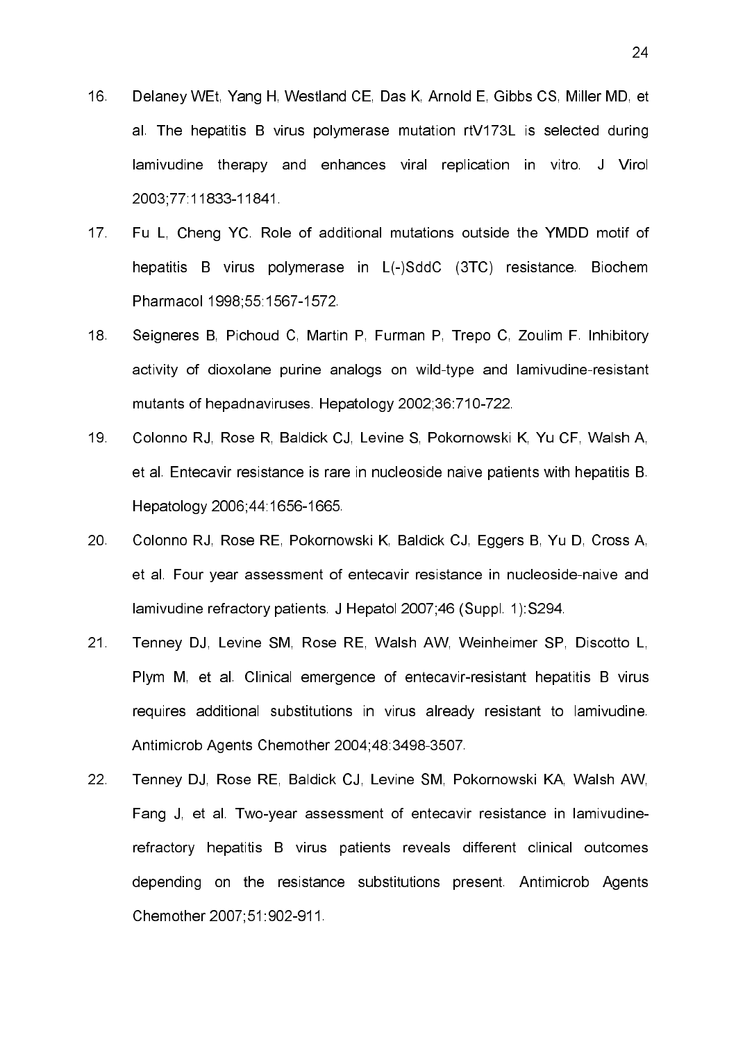16. Delaney WEt, Yang H, Westland CE, Das K, Arnold E, Gibbs CS, Miller MD, et al. The hepatitis B virus polymerase mutation rtV173L is selected during lamivudine therapy and enhances viral replication in vitro. J Virol 2003;77:11833-11841.

17. Fu L, Cheng YC. Role of additional mutations outside the YMDD motif of hepatitis B virus polymerase in L(-)SddC (3TC) resistance. Biochem Pharmacol 1998;55:1567-1572.

18. Seigneres B, Pichoud C, Martin P, Furman P, Trepo C, Zoulim F. Inhibitory activity of dioxolane purine analogs on wild-type and lamivudine-resistant mutants of hepadnaviruses. Hepatology 2002;36:710-722.

19. Colonno RJ, Rose R, Baldick CJ, Levine S, Pokornowski K, Yu CF, Walsh A, et al. Entecavir resistance is rare in nucleoside naive patients with hepatitis B. Hepatology 2006;44:1656-1665.

20. Colonno RJ, Rose RE, Pokornowski K, Baldick CJ, Eggers B, Yu D, Cross A, et al. Four year assessment of entecavir resistance in nucleoside-naive and lamivudine refractory patients. J Hepatol 2007;46 (Suppl. 1):S294.

21. Tenney DJ, Levine SM, Rose RE, Walsh AW, Weinheimer SP, Discotto L, Plym M, et al. Clinical emergence of entecavir-resistant hepatitis B virus requires additional substitutions in virus already resistant to lamivudine. Antimicrob Agents Chemother 2004;48:3498-3507.

22. Tenney DJ, Rose RE, Baldick CJ, Levine SM, Pokornowski KA, Walsh AW, Fang J, et al. Two-year assessment of entecavir resistance in lamivudine-refractory hepatitis B virus patients reveals different clinical outcomes depending on the resistance substitutions present. Antimicrob Agents Chemother 2007;51:902-911.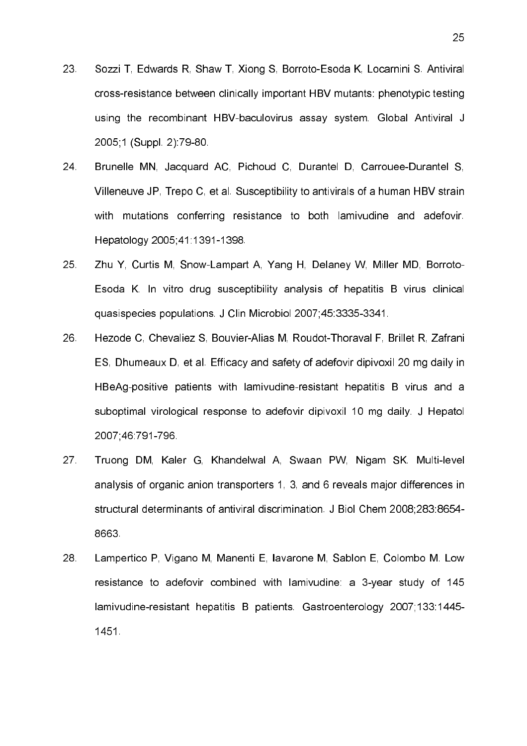23. Sozzi T, Edwards R, Shaw T, Xiong S, Borroto-Esoda K, Locarnini S. Antiviral cross-resistance between clinically important HBV mutants: phenotypic testing using the recombinant HBV-baculovirus assay system. Global Antiviral J 2005;1 (Suppl. 2):79-80.

24. Brunelle MN, Jacquard AC, Pichoud C, Durantel D, Carrouee-Durantel S, Villeneuve JP, Trepo C, et al. Susceptibility to antivirals of a human HBV strain with mutations conferring resistance to both lamivudine and adefovir. Hepatology 2005;41:1391-1398.

25. Zhu Y, Curtis M, Snow-Lampart A, Yang H, Delaney W, Miller MD, Borroto-Esoda K. In vitro drug susceptibility analysis of hepatitis B virus clinical quasispecies populations. J Clin Microbiol 2007;45:3335-3341.

26. Hezode C, Chevaliez S, Bouvier-Alias M, Roudot-Thoraval F, Brillet R, Zafrani ES, Dhumeaux D, et al. Efficacy and safety of adefovir dipivoxil 20 mg daily in HBeAg-positive patients with lamivudine-resistant hepatitis B virus and a suboptimal virological response to adefovir dipivoxil 10 mg daily. J Hepatol 2007;46:791-796.

27. Truong DM, Kaler G, Khandelwal A, Swaan PW, Nigam SK. Multi-level analysis of organic anion transporters 1, 3, and 6 reveals major differences in structural determinants of antiviral discrimination. J Biol Chem 2008;283:8654-8663.

28. Lampertico P, Vigano M, Manenti E, Iavarone M, Sablon E, Colombo M. Low resistance to adefovir combined with lamivudine: a 3-year study of 145 lamivudine-resistant hepatitis B patients. Gastroenterology 2007;133:1445-1451.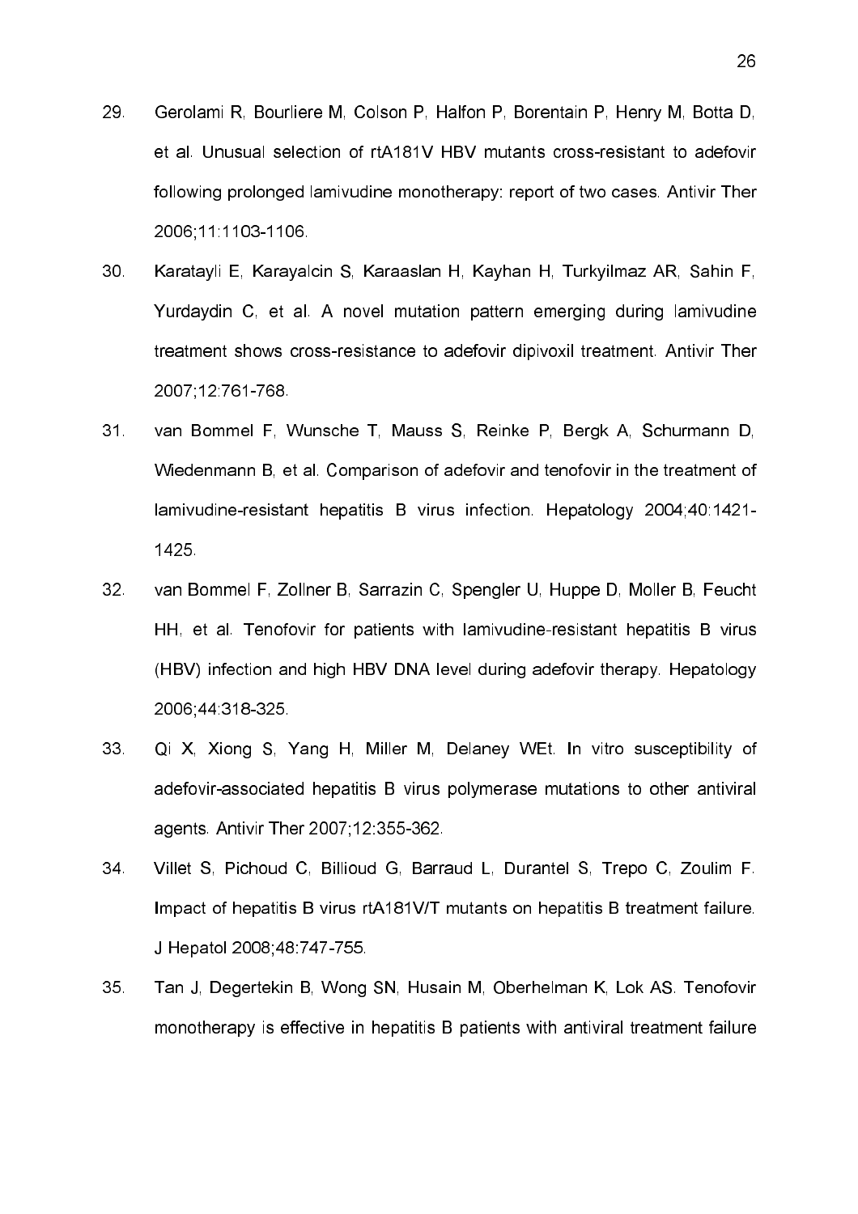29. Gerolami R, Bourliere M, Colson P, Halfon P, Borentain P, Henry M, Botta D, et al. Unusual selection of rtA181V HBV mutants cross-resistant to adefovir following prolonged lamivudine monotherapy: report of two cases. Antivir Ther 2006;11:1103-1106.

30. Karatayli E, Karayalcin S, Karaaslan H, Kayhan H, Turkyilmaz AR, Sahin F, Yurdaydin C, et al. A novel mutation pattern emerging during lamivudine treatment shows cross-resistance to adefovir dipivoxil treatment. Antivir Ther 2007;12:761-768.

31. van Bommel F, Wunsche T, Mauss S, Reinke P, Bergk A, Schurmann D, Wiedenmann B, et al. Comparison of adefovir and tenofovir in the treatment of lamivudine-resistant hepatitis B virus infection. Hepatology 2004;40:1421-1425.

32. van Bommel F, Zollner B, Sarrazin C, Spengler U, Huppe D, Moller B, Feucht HH, et al. Tenofovir for patients with lamivudine-resistant hepatitis B virus (HBV) infection and high HBV DNA level during adefovir therapy. Hepatology 2006;44:318-325.

33. Qi X, Xiong S, Yang H, Miller M, Delaney WEt. In vitro susceptibility of adefovir-associated hepatitis B virus polymerase mutations to other antiviral agents. Antivir Ther 2007;12:355-362.

34. Villet S, Pichoud C, Billioud G, Barraud L, Durantel S, Trepo C, Zoulim F. Impact of hepatitis B virus rtA181V/T mutants on hepatitis B treatment failure. J Hepatol 2008;48:747-755.

35. Tan J, Degertekin B, Wong SN, Husain M, Oberhelman K, Lok AS. Tenofovir monotherapy is effective in hepatitis B patients with antiviral treatment failure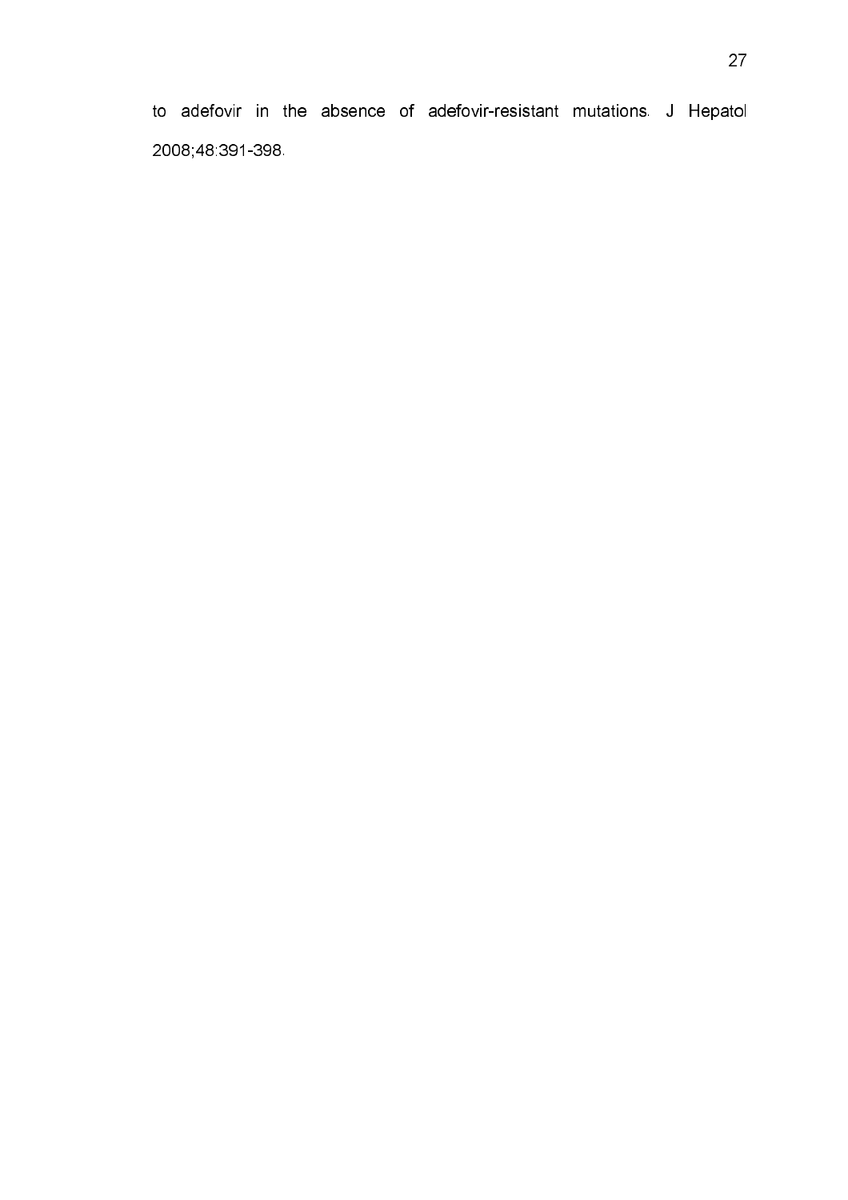to adefovir in the absence of adefovir-resistant mutations. J Hepatol 2008;48:391-398.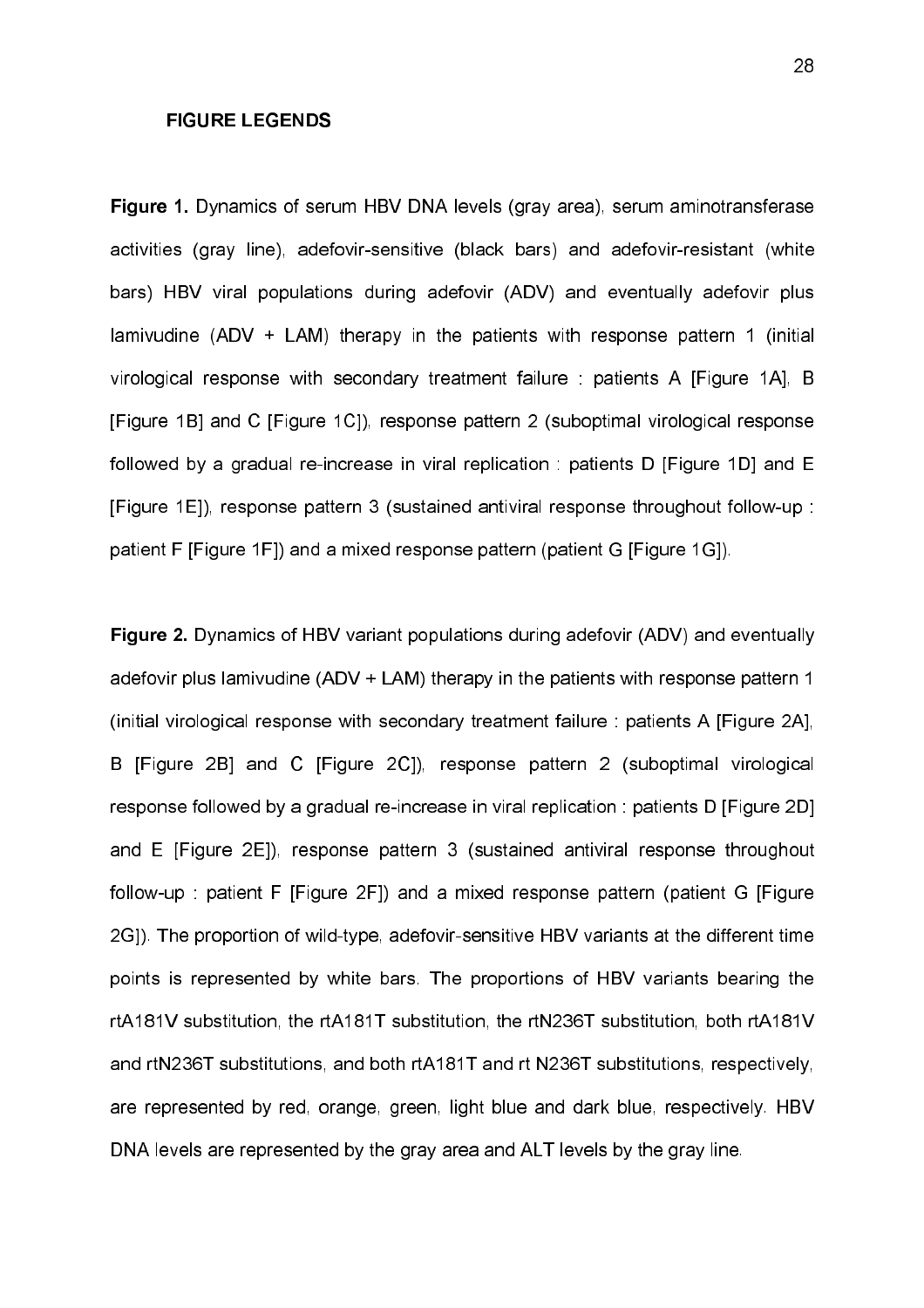## FIGURE LEGENDS

**Figure 1.** Dynamics of serum HBV DNA levels (gray area), serum aminotransferase activities (gray line), adefovir-sensitive (black bars) and adefovir-resistant (white bars) HBV viral populations during adefovir (ADV) and eventually adefovir plus lamivudine (ADV + LAM) therapy in the patients with response pattern 1 (initial virological response with secondary treatment failure : patients A [Figure 1A], B [Figure 1B] and C [Figure 1C]), response pattern 2 (suboptimal virological response followed by a gradual re-increase in viral replication : patients D [Figure 1D] and E [Figure 1E]), response pattern 3 (sustained antiviral response throughout follow-up : patient F [Figure 1F]) and a mixed response pattern (patient G [Figure 1G]).

**Figure 2.** Dynamics of HBV variant populations during adefovir (ADV) and eventually adefovir plus lamivudine (ADV + LAM) therapy in the patients with response pattern 1 (initial virological response with secondary treatment failure : patients A [Figure 2A], B [Figure 2B] and C [Figure 2C]), response pattern 2 (suboptimal virological response followed by a gradual re-increase in viral replication : patients D [Figure 2D] and E [Figure 2E]), response pattern 3 (sustained antiviral response throughout follow-up : patient F [Figure 2F]) and a mixed response pattern (patient G [Figure 2G]). The proportion of wild-type, adefovir-sensitive HBV variants at the different time points is represented by white bars. The proportions of HBV variants bearing the rtA181V substitution, the rtA181T substitution, the rtN236T substitution, both rtA181V and rtN236T substitutions, and both rtA181T and rt N236T substitutions, respectively, are represented by red, orange, green, light blue and dark blue, respectively. HBV DNA levels are represented by the gray area and ALT levels by the gray line.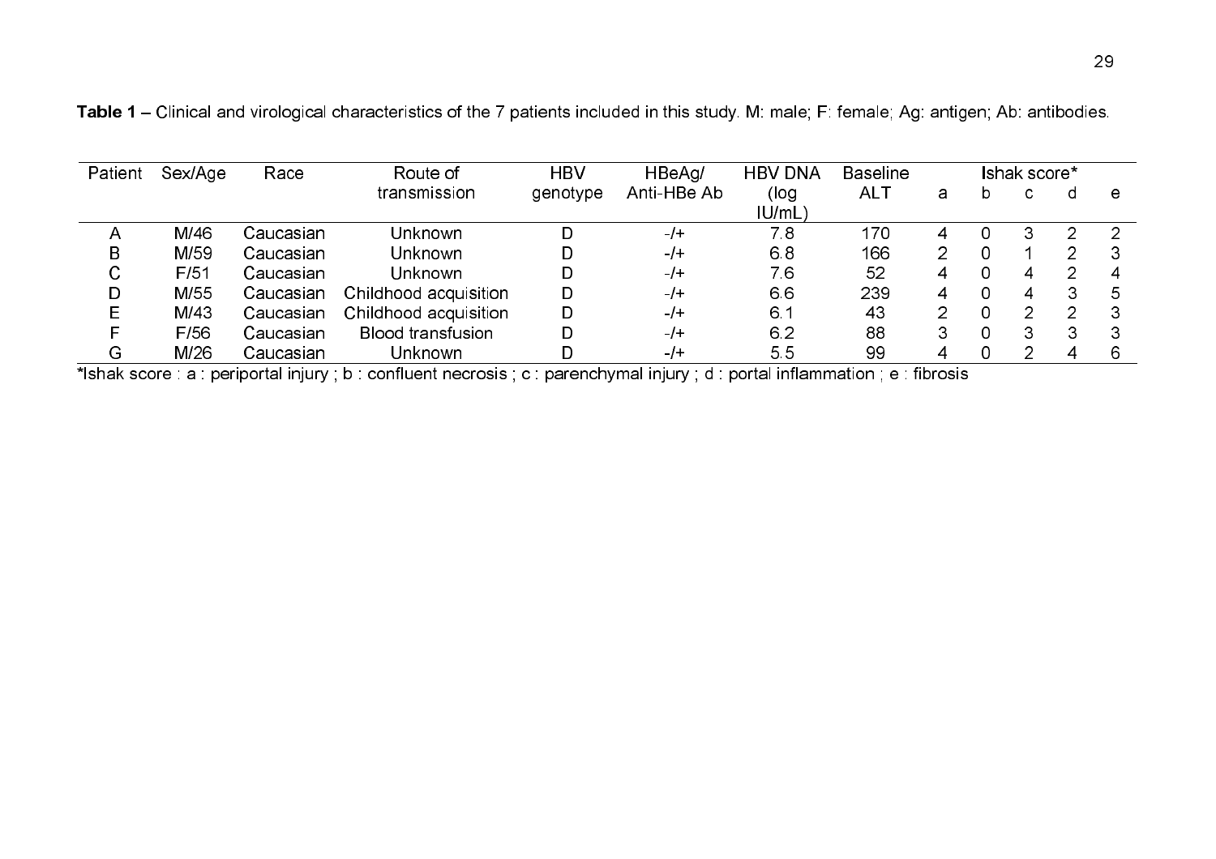**Table 1** – Clinical and virological characteristics of the 7 patients included in this study. M: male; F: female; Ag: antigen; Ab: antibodies.

| Patient | Sex/Age | Race | Route of transmission | HBV genotype | HBeAg/ Anti-HBe Ab | HBV DNA (log IU/mL) | Baseline ALT | Ishak score* | | | | |
|---|---|---|---|---|---|---|---|---|---|---|---|---|
| | | | | | | | | a | b | c | d | e |
| A | M/46 | Caucasian | Unknown | D | -/+ | 7.8 | 170 | 4 | 0 | 3 | 2 | 2 |
| B | M/59 | Caucasian | Unknown | D | -/+ | 6.8 | 166 | 2 | 0 | 1 | 2 | 3 |
| C | F/51 | Caucasian | Unknown | D | -/+ | 7.6 | 52 | 4 | 0 | 4 | 2 | 4 |
| D | M/55 | Caucasian | Childhood acquisition | D | -/+ | 6.6 | 239 | 4 | 0 | 4 | 3 | 5 |
| E | M/43 | Caucasian | Childhood acquisition | D | -/+ | 6.1 | 43 | 2 | 0 | 2 | 2 | 3 |
| F | F/56 | Caucasian | Blood transfusion | D | -/+ | 6.2 | 88 | 3 | 0 | 3 | 3 | 3 |
| G | M/26 | Caucasian | Unknown | D | -/+ | 5.5 | 99 | 4 | 0 | 2 | 4 | 6 |

*Ishak score : a : periportal injury ; b : confluent necrosis ; c : parenchymal injury ; d : portal inflammation ; e : fibrosis